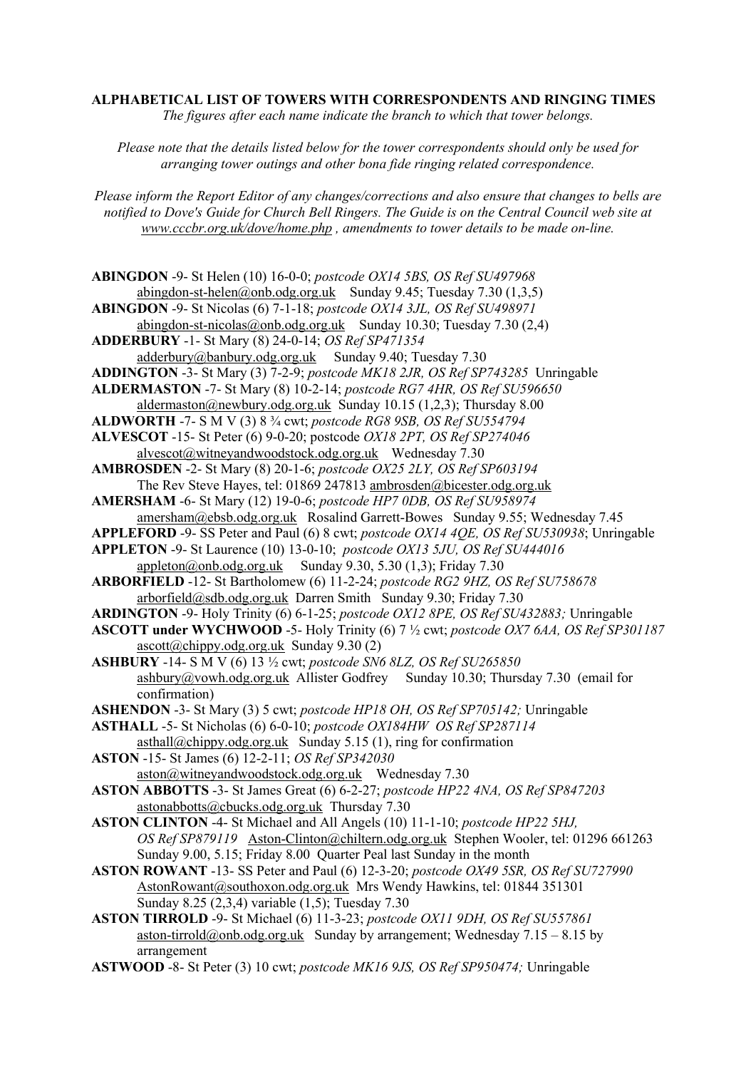**ALPHABETICAL LIST OF TOWERS WITH CORRESPONDENTS AND RINGING TIMES**

*The figures after each name indicate the branch to which that tower belongs.*

*Please note that the details listed below for the tower correspondents should only be used for arranging tower outings and other bona fide ringing related correspondence.*

*Please inform the Report Editor of any changes/corrections and also ensure that changes to bells are notified to Dove's Guide for Church Bell Ringers. The Guide is on the Central Council web site at www.cccbr.org.uk/dove/home.php , amendments to tower details to be made on-line.*

**ABINGDON** -9- St Helen (10) 16-0-0; *postcode OX14 5BS, OS Ref SU497968*
abingdon-st-helen@onb.odg.org.uk Sunday 9.45; Tuesday 7.30 (1,3,5)

**ABINGDON** -9- St Nicolas (6) 7-1-18; *postcode OX14 3JL, OS Ref SU498971*
abingdon-st-nicolas@onb.odg.org.uk Sunday 10.30; Tuesday 7.30 (2,4)

**ADDERBURY** -1- St Mary (8) 24-0-14; *OS Ref SP471354*
adderbury@banbury.odg.org.uk Sunday 9.40; Tuesday 7.30

**ADDINGTON** -3- St Mary (3) 7-2-9; *postcode MK18 2JR, OS Ref SP743285* Unringable

**ALDERMASTON** -7- St Mary (8) 10-2-14; *postcode RG7 4HR, OS Ref SU596650*
aldermaston@newbury.odg.org.uk Sunday 10.15 (1,2,3); Thursday 8.00

**ALDWORTH** -7- S M V (3) 8 ¾ cwt; *postcode RG8 9SB, OS Ref SU554794*

**ALVESCOT** -15- St Peter (6) 9-0-20; postcode *OX18 2PT, OS Ref SP274046*
alvescot@witneyandwoodstock.odg.org.uk Wednesday 7.30

**AMBROSDEN** -2- St Mary (8) 20-1-6; *postcode OX25 2LY, OS Ref SP603194*
The Rev Steve Hayes, tel: 01869 247813 ambrosden@bicester.odg.org.uk

**AMERSHAM** -6- St Mary (12) 19-0-6; *postcode HP7 0DB, OS Ref SU958974*
amersham@ebsb.odg.org.uk Rosalind Garrett-Bowes Sunday 9.55; Wednesday 7.45

**APPLEFORD** -9- SS Peter and Paul (6) 8 cwt; *postcode OX14 4QE, OS Ref SU530938*; Unringable

**APPLETON** -9- St Laurence (10) 13-0-10; *postcode OX13 5JU, OS Ref SU444016*
appleton@onb.odg.org.uk Sunday 9.30, 5.30 (1,3); Friday 7.30

**ARBORFIELD** -12- St Bartholomew (6) 11-2-24; *postcode RG2 9HZ, OS Ref SU758678*
arborfield@sdb.odg.org.uk Darren Smith Sunday 9.30; Friday 7.30

**ARDINGTON** -9- Holy Trinity (6) 6-1-25; *postcode OX12 8PE, OS Ref SU432883;* Unringable

**ASCOTT under WYCHWOOD** -5- Holy Trinity (6) 7 ½ cwt; *postcode OX7 6AA, OS Ref SP301187*
ascott@chippy.odg.org.uk Sunday 9.30 (2)

**ASHBURY** -14- S M V (6) 13 ½ cwt; *postcode SN6 8LZ, OS Ref SU265850*
ashbury@vowh.odg.org.uk Allister Godfrey Sunday 10.30; Thursday 7.30 (email for confirmation)

**ASHENDON** -3- St Mary (3) 5 cwt; *postcode HP18 OH, OS Ref SP705142;* Unringable

**ASTHALL** -5- St Nicholas (6) 6-0-10; *postcode OX184HW OS Ref SP287114*
asthall@chippy.odg.org.uk Sunday 5.15 (1), ring for confirmation

**ASTON** -15- St James (6) 12-2-11; *OS Ref SP342030*
aston@witneyandwoodstock.odg.org.uk Wednesday 7.30

**ASTON ABBOTTS** -3- St James Great (6) 6-2-27; *postcode HP22 4NA, OS Ref SP847203*
astonabbotts@cbucks.odg.org.uk Thursday 7.30

**ASTON CLINTON** -4- St Michael and All Angels (10) 11-1-10; *postcode HP22 5HJ, OS Ref SP879119* Aston-Clinton@chiltern.odg.org.uk Stephen Wooler, tel: 01296 661263
Sunday 9.00, 5.15; Friday 8.00 Quarter Peal last Sunday in the month

**ASTON ROWANT** -13- SS Peter and Paul (6) 12-3-20; *postcode OX49 5SR, OS Ref SU727990*
AstonRowant@southoxon.odg.org.uk Mrs Wendy Hawkins, tel: 01844 351301
Sunday 8.25 (2,3,4) variable (1,5); Tuesday 7.30

**ASTON TIRROLD** -9- St Michael (6) 11-3-23; *postcode OX11 9DH, OS Ref SU557861*
aston-tirrold@onb.odg.org.uk Sunday by arrangement; Wednesday 7.15 – 8.15 by arrangement

**ASTWOOD** -8- St Peter (3) 10 cwt; *postcode MK16 9JS, OS Ref SP950474;* Unringable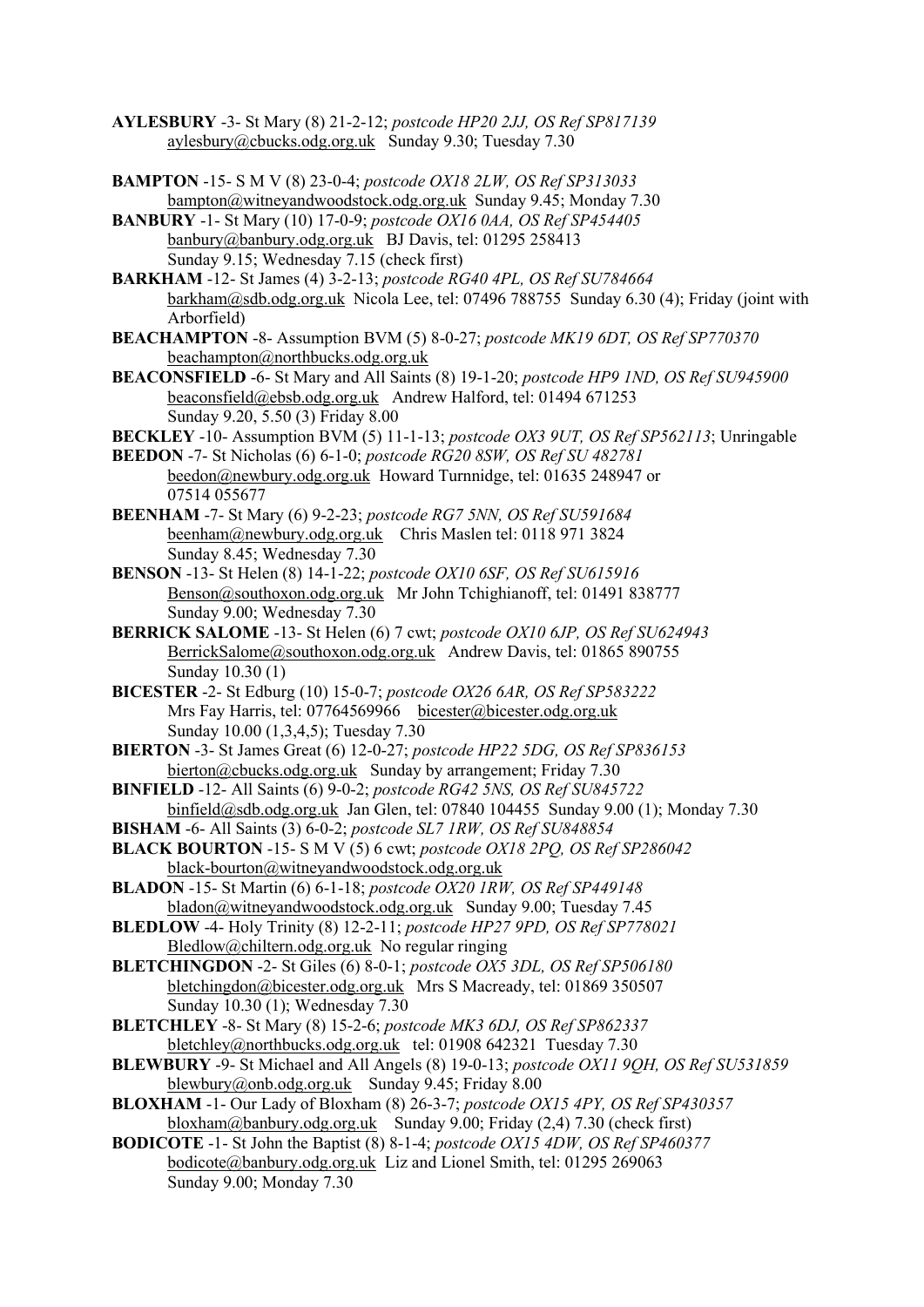**AYLESBURY** -3- St Mary (8) 21-2-12; *postcode HP20 2JJ, OS Ref SP817139*
aylesbury@cbucks.odg.org.uk Sunday 9.30; Tuesday 7.30

**BAMPTON** -15- S M V (8) 23-0-4; *postcode OX18 2LW, OS Ref SP313033*
bampton@witneyandwoodstock.odg.org.uk Sunday 9.45; Monday 7.30

**BANBURY** -1- St Mary (10) 17-0-9; *postcode OX16 0AA, OS Ref SP454405*
banbury@banbury.odg.org.uk BJ Davis, tel: 01295 258413
Sunday 9.15; Wednesday 7.15 (check first)

**BARKHAM** -12- St James (4) 3-2-13; *postcode RG40 4PL, OS Ref SU784664*
barkham@sdb.odg.org.uk Nicola Lee, tel: 07496 788755 Sunday 6.30 (4); Friday (joint with Arborfield)

**BEACHAMPTON** -8- Assumption BVM (5) 8-0-27; *postcode MK19 6DT, OS Ref SP770370*
beachampton@northbucks.odg.org.uk

**BEACONSFIELD** -6- St Mary and All Saints (8) 19-1-20; *postcode HP9 1ND, OS Ref SU945900*
beaconsfield@ebsb.odg.org.uk Andrew Halford, tel: 01494 671253
Sunday 9.20, 5.50 (3) Friday 8.00

**BECKLEY** -10- Assumption BVM (5) 11-1-13; *postcode OX3 9UT, OS Ref SP562113*; Unringable

**BEEDON** -7- St Nicholas (6) 6-1-0; *postcode RG20 8SW, OS Ref SU 482781*
beedon@newbury.odg.org.uk Howard Turnnidge, tel: 01635 248947 or
07514 055677

**BEENHAM** -7- St Mary (6) 9-2-23; *postcode RG7 5NN, OS Ref SU591684*
beenham@newbury.odg.org.uk Chris Maslen tel: 0118 971 3824
Sunday 8.45; Wednesday 7.30

**BENSON** -13- St Helen (8) 14-1-22; *postcode OX10 6SF, OS Ref SU615916*
Benson@southoxon.odg.org.uk Mr John Tchighianoff, tel: 01491 838777
Sunday 9.00; Wednesday 7.30

**BERRICK SALOME** -13- St Helen (6) 7 cwt; *postcode OX10 6JP, OS Ref SU624943*
BerrickSalome@southoxon.odg.org.uk Andrew Davis, tel: 01865 890755
Sunday 10.30 (1)

**BICESTER** -2- St Edburg (10) 15-0-7; *postcode OX26 6AR, OS Ref SP583222*
Mrs Fay Harris, tel: 07764569966 bicester@bicester.odg.org.uk
Sunday 10.00 (1,3,4,5); Tuesday 7.30

**BIERTON** -3- St James Great (6) 12-0-27; *postcode HP22 5DG, OS Ref SP836153*
bierton@cbucks.odg.org.uk Sunday by arrangement; Friday 7.30

**BINFIELD** -12- All Saints (6) 9-0-2; *postcode RG42 5NS, OS Ref SU845722*
binfield@sdb.odg.org.uk Jan Glen, tel: 07840 104455 Sunday 9.00 (1); Monday 7.30

**BISHAM** -6- All Saints (3) 6-0-2; *postcode SL7 1RW, OS Ref SU848854*

**BLACK BOURTON** -15- S M V (5) 6 cwt; *postcode OX18 2PQ, OS Ref SP286042*
black-bourton@witneyandwoodstock.odg.org.uk

**BLADON** -15- St Martin (6) 6-1-18; *postcode OX20 1RW, OS Ref SP449148*
bladon@witneyandwoodstock.odg.org.uk Sunday 9.00; Tuesday 7.45

**BLEDLOW** -4- Holy Trinity (8) 12-2-11; *postcode HP27 9PD, OS Ref SP778021*
Bledlow@chiltern.odg.org.uk No regular ringing

**BLETCHINGDON** -2- St Giles (6) 8-0-1; *postcode OX5 3DL, OS Ref SP506180*
bletchingdon@bicester.odg.org.uk Mrs S Macready, tel: 01869 350507
Sunday 10.30 (1); Wednesday 7.30

**BLETCHLEY** -8- St Mary (8) 15-2-6; *postcode MK3 6DJ, OS Ref SP862337*
bletchley@northbucks.odg.org.uk tel: 01908 642321 Tuesday 7.30

**BLEWBURY** -9- St Michael and All Angels (8) 19-0-13; *postcode OX11 9QH, OS Ref SU531859*
blewbury@onb.odg.org.uk Sunday 9.45; Friday 8.00

**BLOXHAM** -1- Our Lady of Bloxham (8) 26-3-7; *postcode OX15 4PY, OS Ref SP430357*
bloxham@banbury.odg.org.uk Sunday 9.00; Friday (2,4) 7.30 (check first)

**BODICOTE** -1- St John the Baptist (8) 8-1-4; *postcode OX15 4DW, OS Ref SP460377*
bodicote@banbury.odg.org.uk Liz and Lionel Smith, tel: 01295 269063
Sunday 9.00; Monday 7.30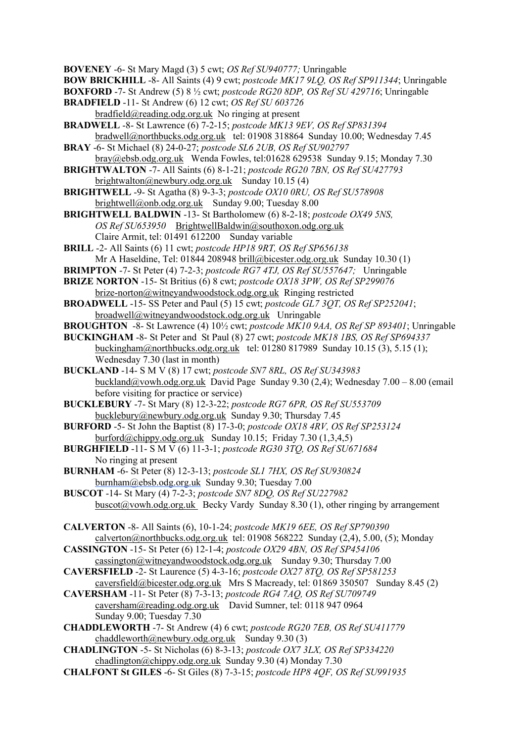**BOVENEY** -6- St Mary Magd (3) 5 cwt; *OS Ref SU940777;* Unringable

**BOW BRICKHILL** -8- All Saints (4) 9 cwt; *postcode MK17 9LQ, OS Ref SP911344*; Unringable

**BOXFORD** -7- St Andrew (5) 8 ½ cwt; *postcode RG20 8DP, OS Ref SU 429716*; Unringable

**BRADFIELD** -11- St Andrew (6) 12 cwt; *OS Ref SU 603726*
bradfield@reading.odg.org.uk No ringing at present

**BRADWELL** -8- St Lawrence (6) 7-2-15; *postcode MK13 9EV, OS Ref SP831394*
bradwell@northbucks.odg.org.uk tel: 01908 318864 Sunday 10.00; Wednesday 7.45

**BRAY** -6- St Michael (8) 24-0-27; *postcode SL6 2UB, OS Ref SU902797*
bray@ebsb.odg.org.uk Wenda Fowles, tel:01628 629538 Sunday 9.15; Monday 7.30

**BRIGHTWALTON** -7- All Saints (6) 8-1-21; *postcode RG20 7BN, OS Ref SU427793*
brightwalton@newbury.odg.org.uk Sunday 10.15 (4)

**BRIGHTWELL** -9- St Agatha (8) 9-3-3; *postcode OX10 0RU, OS Ref SU578908*
brightwell@onb.odg.org.uk Sunday 9.00; Tuesday 8.00

**BRIGHTWELL BALDWIN** -13- St Bartholomew (6) 8-2-18; *postcode OX49 5NS, OS Ref SU653950* BrightwellBaldwin@southoxon.odg.org.uk
Claire Armit, tel: 01491 612200 Sunday variable

**BRILL** -2- All Saints (6) 11 cwt; *postcode HP18 9RT, OS Ref SP656138*
Mr A Haseldine, Tel: 01844 208948 brill@bicester.odg.org.uk Sunday 10.30 (1)

**BRIMPTON** -7- St Peter (4) 7-2-3; *postcode RG7 4TJ, OS Ref SU557647;* Unringable

**BRIZE NORTON** -15- St Britius (6) 8 cwt; *postcode OX18 3PW, OS Ref SP299076*
brize-norton@witneyandwoodstock.odg.org.uk Ringing restricted

**BROADWELL** -15- SS Peter and Paul (5) 15 cwt; *postcode GL7 3QT, OS Ref SP252041*;
broadwell@witneyandwoodstock.odg.org.uk Unringable

**BROUGHTON** -8- St Lawrence (4) 10½ cwt; *postcode MK10 9AA, OS Ref SP 893401*; Unringable

**BUCKINGHAM** -8- St Peter and St Paul (8) 27 cwt; *postcode MK18 1BS, OS Ref SP694337*
buckingham@northbucks.odg.org.uk tel: 01280 817989 Sunday 10.15 (3), 5.15 (1); Wednesday 7.30 (last in month)

**BUCKLAND** -14- S M V (8) 17 cwt; *postcode SN7 8RL, OS Ref SU343983*
buckland@vowh.odg.org.uk David Page Sunday 9.30 (2,4); Wednesday 7.00 – 8.00 (email before visiting for practice or service)

**BUCKLEBURY** -7- St Mary (8) 12-3-22; *postcode RG7 6PR, OS Ref SU553709*
bucklebury@newbury.odg.org.uk Sunday 9.30; Thursday 7.45

**BURFORD** -5- St John the Baptist (8) 17-3-0; *postcode OX18 4RV, OS Ref SP253124*
burford@chippy.odg.org.uk Sunday 10.15; Friday 7.30 (1,3,4,5)

**BURGHFIELD** -11- S M V (6) 11-3-1; *postcode RG30 3TQ, OS Ref SU671684*
No ringing at present

**BURNHAM** -6- St Peter (8) 12-3-13; *postcode SL1 7HX, OS Ref SU930824*
burnham@ebsb.odg.org.uk Sunday 9.30; Tuesday 7.00

**BUSCOT** -14- St Mary (4) 7-2-3; *postcode SN7 8DQ, OS Ref SU227982*
buscot@vowh.odg.org.uk Becky Vardy Sunday 8.30 (1), other ringing by arrangement

**CALVERTON** -8- All Saints (6), 10-1-24; *postcode MK19 6EE, OS Ref SP790390*
calverton@northbucks.odg.org.uk tel: 01908 568222 Sunday (2,4), 5.00, (5); Monday

**CASSINGTON** -15- St Peter (6) 12-1-4; *postcode OX29 4BN, OS Ref SP454106*
cassington@witneyandwoodstock.odg.org.uk Sunday 9.30; Thursday 7.00

**CAVERSFIELD** -2- St Laurence (5) 4-3-16; *postcode OX27 8TQ, OS Ref SP581253*
caversfield@bicester.odg.org.uk Mrs S Macready, tel: 01869 350507 Sunday 8.45 (2)

**CAVERSHAM** -11- St Peter (8) 7-3-13; *postcode RG4 7AQ, OS Ref SU709749*
caversham@reading.odg.org.uk David Sumner, tel: 0118 947 0964
Sunday 9.00; Tuesday 7.30

**CHADDLEWORTH** -7- St Andrew (4) 6 cwt; *postcode RG20 7EB, OS Ref SU411779*
chaddleworth@newbury.odg.org.uk Sunday 9.30 (3)

**CHADLINGTON** -5- St Nicholas (6) 8-3-13; *postcode OX7 3LX, OS Ref SP334220*
chadlington@chippy.odg.org.uk Sunday 9.30 (4) Monday 7.30

**CHALFONT St GILES** -6- St Giles (8) 7-3-15; *postcode HP8 4QF, OS Ref SU991935*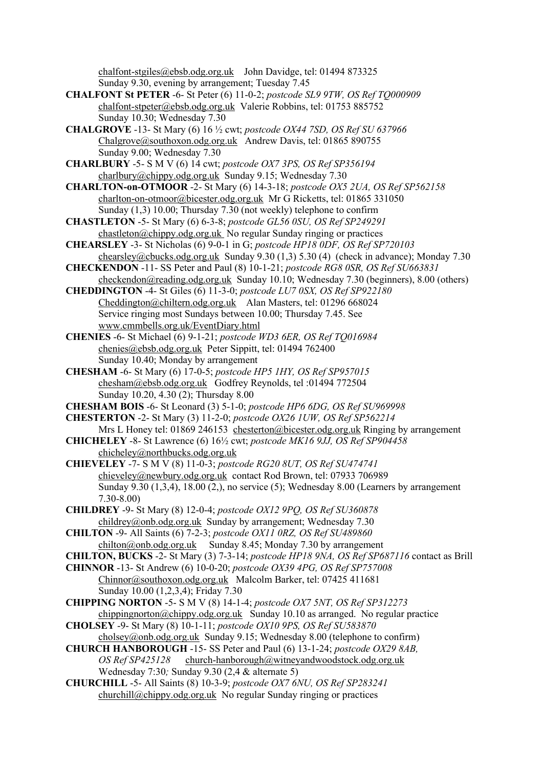chalfont-stgiles@ebsb.odg.org.uk   John Davidge, tel: 01494 873325
Sunday 9.30, evening by arrangement; Tuesday 7.45

**CHALFONT St PETER** -6- St Peter (6) 11-0-2; *postcode SL9 9TW, OS Ref TQ000909*
chalfont-stpeter@ebsb.odg.org.uk  Valerie Robbins, tel: 01753 885752
Sunday 10.30; Wednesday 7.30

**CHALGROVE** -13- St Mary (6) 16 ½ cwt; *postcode OX44 7SD, OS Ref SU 637966*
Chalgrove@southoxon.odg.org.uk   Andrew Davis, tel: 01865 890755
Sunday 9.00; Wednesday 7.30

**CHARLBURY** -5- S M V (6) 14 cwt; *postcode OX7 3PS, OS Ref SP356194*
charlbury@chippy.odg.org.uk  Sunday 9.15; Wednesday 7.30

**CHARLTON-on-OTMOOR** -2- St Mary (6) 14-3-18; *postcode OX5 2UA, OS Ref SP562158*
charlton-on-otmoor@bicester.odg.org.uk  Mr G Ricketts, tel: 01865 331050
Sunday (1,3) 10.00; Thursday 7.30 (not weekly) telephone to confirm

**CHASTLETON** -5- St Mary (6) 6-3-8; *postcode GL56 0SU, OS Ref SP249291*
chastleton@chippy.odg.org.uk  No regular Sunday ringing or practices

**CHEARSLEY** -3- St Nicholas (6) 9-0-1 in G; *postcode HP18 0DF, OS Ref SP720103*
chearsley@cbucks.odg.org.uk  Sunday 9.30 (1,3) 5.30 (4)  (check in advance); Monday 7.30

**CHECKENDON** -11- SS Peter and Paul (8) 10-1-21; *postcode RG8 0SR, OS Ref SU663831*
checkendon@reading.odg.org.uk  Sunday 10.10; Wednesday 7.30 (beginners), 8.00 (others)

**CHEDDINGTON** -4- St Giles (6) 11-3-0; *postcode LU7 0SX, OS Ref SP922180*
Cheddington@chiltern.odg.org.uk   Alan Masters, tel: 01296 668024
Service ringing most Sundays between 10.00; Thursday 7.45. See
www.cmmbells.org.uk/EventDiary.html

**CHENIES** -6- St Michael (6) 9-1-21; *postcode WD3 6ER, OS Ref TQ016984*
chenies@ebsb.odg.org.uk  Peter Sippitt, tel: 01494 762400
Sunday 10.40; Monday by arrangement

**CHESHAM** -6- St Mary (6) 17-0-5; *postcode HP5 1HY, OS Ref SP957015*
chesham@ebsb.odg.org.uk   Godfrey Reynolds, tel :01494 772504
Sunday 10.20, 4.30 (2); Thursday 8.00

**CHESHAM BOIS** -6- St Leonard (3) 5-1-0; *postcode HP6 6DG, OS Ref SU969998*

**CHESTERTON** -2- St Mary (3) 11-2-0; *postcode OX26 1UW, OS Ref SP562214*
Mrs L Honey tel: 01869 246153  chesterton@bicester.odg.org.uk Ringing by arrangement

**CHICHELEY** -8- St Lawrence (6) 16½ cwt; *postcode MK16 9JJ, OS Ref SP904458*
chicheley@northbucks.odg.org.uk

**CHIEVELEY** -7- S M V (8) 11-0-3; *postcode RG20 8UT, OS Ref SU474741*
chieveley@newbury.odg.org.uk  contact Rod Brown, tel: 07933 706989
Sunday 9.30 (1,3,4), 18.00 (2,), no service (5); Wednesday 8.00 (Learners by arrangement 7.30-8.00)

**CHILDREY** -9- St Mary (8) 12-0-4; *postcode OX12 9PQ, OS Ref SU360878*
childrey@onb.odg.org.uk  Sunday by arrangement; Wednesday 7.30

**CHILTON** -9- All Saints (6) 7-2-3; *postcode OX11 0RZ, OS Ref SU489860*
chilton@onb.odg.org.uk     Sunday 8.45; Monday 7.30 by arrangement

**CHILTON, BUCKS** -2- St Mary (3) 7-3-14; *postcode HP18 9NA, OS Ref SP687116* contact as Brill

**CHINNOR** -13- St Andrew (6) 10-0-20; *postcode OX39 4PG, OS Ref SP757008*
Chinnor@southoxon.odg.org.uk   Malcolm Barker, tel: 07425 411681
Sunday 10.00 (1,2,3,4); Friday 7.30

**CHIPPING NORTON** -5- S M V (8) 14-1-4; *postcode OX7 5NT, OS Ref SP312273*
chippingnorton@chippy.odg.org.uk   Sunday 10.10 as arranged.  No regular practice

**CHOLSEY** -9- St Mary (8) 10-1-11; *postcode OX10 9PS, OS Ref SU583870*
cholsey@onb.odg.org.uk  Sunday 9.15; Wednesday 8.00 (telephone to confirm)

**CHURCH HANBOROUGH** -15- SS Peter and Paul (6) 13-1-24; *postcode OX29 8AB, OS Ref SP425128*    church-hanborough@witneyandwoodstock.odg.org.uk
Wednesday 7:30*;* Sunday 9.30 (2,4 & alternate 5)

**CHURCHILL** -5- All Saints (8) 10-3-9; *postcode OX7 6NU, OS Ref SP283241*
churchill@chippy.odg.org.uk  No regular Sunday ringing or practices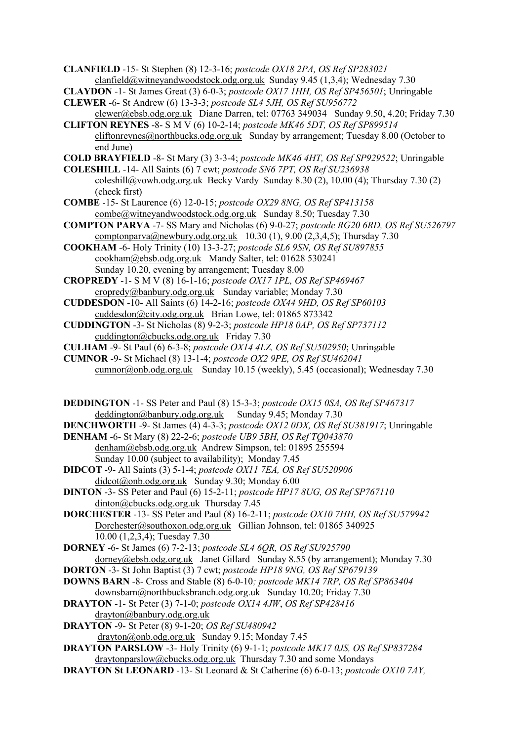**CLANFIELD** -15- St Stephen (8) 12-3-16; *postcode OX18 2PA, OS Ref SP283021*
clanfield@witneyandwoodstock.odg.org.uk Sunday 9.45 (1,3,4); Wednesday 7.30

**CLAYDON** -1- St James Great (3) 6-0-3; *postcode OX17 1HH, OS Ref SP456501*; Unringable

**CLEWER** -6- St Andrew (6) 13-3-3; *postcode SL4 5JH, OS Ref SU956772*
clewer@ebsb.odg.org.uk Diane Darren, tel: 07763 349034 Sunday 9.50, 4.20; Friday 7.30

**CLIFTON REYNES** -8- S M V (6) 10-2-14; *postcode MK46 5DT, OS Ref SP899514*
cliftonreynes@northbucks.odg.org.uk Sunday by arrangement; Tuesday 8.00 (October to end June)

**COLD BRAYFIELD** -8- St Mary (3) 3-3-4; *postcode MK46 4HT, OS Ref SP929522*; Unringable

**COLESHILL** -14- All Saints (6) 7 cwt; *postcode SN6 7PT, OS Ref SU236938*
coleshill@vowh.odg.org.uk Becky Vardy Sunday 8.30 (2), 10.00 (4); Thursday 7.30 (2) (check first)

**COMBE** -15- St Laurence (6) 12-0-15; *postcode OX29 8NG, OS Ref SP413158*
combe@witneyandwoodstock.odg.org.uk Sunday 8.50; Tuesday 7.30

**COMPTON PARVA** -7- SS Mary and Nicholas (6) 9-0-27; *postcode RG20 6RD, OS Ref SU526797*
comptonparva@newbury.odg.org.uk 10.30 (1), 9.00 (2,3,4,5); Thursday 7.30

**COOKHAM** -6- Holy Trinity (10) 13-3-27; *postcode SL6 9SN, OS Ref SU897855*
cookham@ebsb.odg.org.uk Mandy Salter, tel: 01628 530241
Sunday 10.20, evening by arrangement; Tuesday 8.00

**CROPREDY** -1- S M V (8) 16-1-16; *postcode OX17 1PL, OS Ref SP469467*
cropredy@banbury.odg.org.uk Sunday variable; Monday 7.30

**CUDDESDON** -10- All Saints (6) 14-2-16; *postcode OX44 9HD, OS Ref SP60103*
cuddesdon@city.odg.org.uk Brian Lowe, tel: 01865 873342

**CUDDINGTON** -3- St Nicholas (8) 9-2-3; *postcode HP18 0AP, OS Ref SP737112*
cuddington@cbucks.odg.org.uk Friday 7.30

**CULHAM** -9- St Paul (6) 6-3-8; *postcode OX14 4LZ, OS Ref SU502950*; Unringable

**CUMNOR** -9- St Michael (8) 13-1-4; *postcode OX2 9PE, OS Ref SU462041*
cumnor@onb.odg.org.uk Sunday 10.15 (weekly), 5.45 (occasional); Wednesday 7.30

**DEDDINGTON** -1- SS Peter and Paul (8) 15-3-3; *postcode OX15 0SA, OS Ref SP467317*
deddington@banbury.odg.org.uk Sunday 9.45; Monday 7.30

**DENCHWORTH** -9- St James (4) 4-3-3; *postcode OX12 0DX, OS Ref SU381917*; Unringable

**DENHAM** -6- St Mary (8) 22-2-6; *postcode UB9 5BH, OS Ref TQ043870*
denham@ebsb.odg.org.uk Andrew Simpson, tel: 01895 255594
Sunday 10.00 (subject to availability); Monday 7.45

**DIDCOT** -9- All Saints (3) 5-1-4; *postcode OX11 7EA, OS Ref SU520906*
didcot@onb.odg.org.uk Sunday 9.30; Monday 6.00

**DINTON** -3- SS Peter and Paul (6) 15-2-11; *postcode HP17 8UG, OS Ref SP767110*
dinton@cbucks.odg.org.uk Thursday 7.45

**DORCHESTER** -13- SS Peter and Paul (8) 16-2-11; *postcode OX10 7HH, OS Ref SU579942*
Dorchester@southoxon.odg.org.uk Gillian Johnson, tel: 01865 340925
10.00 (1,2,3,4); Tuesday 7.30

**DORNEY** -6- St James (6) 7-2-13; *postcode SL4 6QR, OS Ref SU925790*
dorney@ebsb.odg.org.uk Janet Gillard Sunday 8.55 (by arrangement); Monday 7.30

**DORTON** -3- St John Baptist (3) 7 cwt; *postcode HP18 9NG, OS Ref SP679139*

**DOWNS BARN** -8- Cross and Stable (8) 6-0-10*; postcode MK14 7RP, OS Ref SP863404*
downsbarn@northbucksbranch.odg.org.uk Sunday 10.20; Friday 7.30

**DRAYTON** -1- St Peter (3) 7-1-0; *postcode OX14 4JW*, *OS Ref SP428416*
drayton@banbury.odg.org.uk

**DRAYTON** -9- St Peter (8) 9-1-20; *OS Ref SU480942*
drayton@onb.odg.org.uk Sunday 9.15; Monday 7.45

**DRAYTON PARSLOW** -3- Holy Trinity (6) 9-1-1; *postcode MK17 0JS, OS Ref SP837284*
draytonparslow@cbucks.odg.org.uk Thursday 7.30 and some Mondays

**DRAYTON St LEONARD** -13- St Leonard & St Catherine (6) 6-0-13; *postcode OX10 7AY,*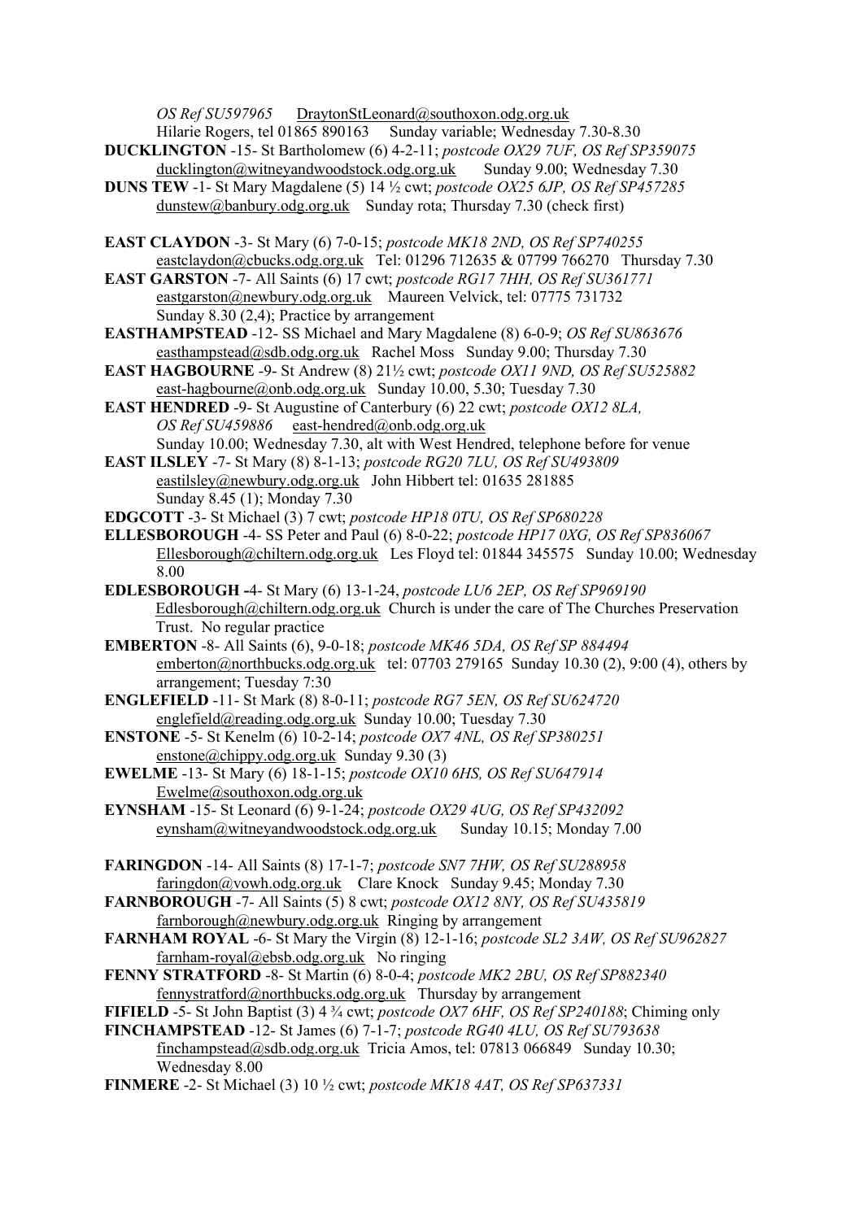*OS Ref SU597965* DraytonStLeonard@southoxon.odg.org.uk
Hilarie Rogers, tel 01865 890163 Sunday variable; Wednesday 7.30-8.30

**DUCKLINGTON** -15- St Bartholomew (6) 4-2-11; *postcode OX29 7UF, OS Ref SP359075*
ducklington@witneyandwoodstock.odg.org.uk Sunday 9.00; Wednesday 7.30

**DUNS TEW** -1- St Mary Magdalene (5) 14 ½ cwt; *postcode OX25 6JP, OS Ref SP457285*
dunstew@banbury.odg.org.uk Sunday rota; Thursday 7.30 (check first)

**EAST CLAYDON** -3- St Mary (6) 7-0-15; *postcode MK18 2ND, OS Ref SP740255*
eastclaydon@cbucks.odg.org.uk Tel: 01296 712635 & 07799 766270 Thursday 7.30

**EAST GARSTON** -7- All Saints (6) 17 cwt; *postcode RG17 7HH, OS Ref SU361771*
eastgarston@newbury.odg.org.uk Maureen Velvick, tel: 07775 731732
Sunday 8.30 (2,4); Practice by arrangement

**EASTHAMPSTEAD** -12- SS Michael and Mary Magdalene (8) 6-0-9; *OS Ref SU863676*
easthampstead@sdb.odg.org.uk Rachel Moss Sunday 9.00; Thursday 7.30

**EAST HAGBOURNE** -9- St Andrew (8) 21½ cwt; *postcode OX11 9ND, OS Ref SU525882*
east-hagbourne@onb.odg.org.uk Sunday 10.00, 5.30; Tuesday 7.30

**EAST HENDRED** -9- St Augustine of Canterbury (6) 22 cwt; *postcode OX12 8LA, OS Ref SU459886* east-hendred@onb.odg.org.uk
Sunday 10.00; Wednesday 7.30, alt with West Hendred, telephone before for venue

**EAST ILSLEY** -7- St Mary (8) 8-1-13; *postcode RG20 7LU, OS Ref SU493809*
eastilsley@newbury.odg.org.uk John Hibbert tel: 01635 281885
Sunday 8.45 (1); Monday 7.30

**EDGCOTT** -3- St Michael (3) 7 cwt; *postcode HP18 0TU, OS Ref SP680228*

**ELLESBOROUGH** -4- SS Peter and Paul (6) 8-0-22; *postcode HP17 0XG, OS Ref SP836067*
Ellesborough@chiltern.odg.org.uk Les Floyd tel: 01844 345575 Sunday 10.00; Wednesday 8.00

**EDLESBOROUGH** -4- St Mary (6) 13-1-24, *postcode LU6 2EP, OS Ref SP969190*
Edlesborough@chiltern.odg.org.uk Church is under the care of The Churches Preservation Trust. No regular practice

**EMBERTON** -8- All Saints (6), 9-0-18; *postcode MK46 5DA, OS Ref SP 884494*
emberton@northbucks.odg.org.uk tel: 07703 279165 Sunday 10.30 (2), 9:00 (4), others by arrangement; Tuesday 7:30

**ENGLEFIELD** -11- St Mark (8) 8-0-11; *postcode RG7 5EN, OS Ref SU624720*
englefield@reading.odg.org.uk Sunday 10.00; Tuesday 7.30

**ENSTONE** -5- St Kenelm (6) 10-2-14; *postcode OX7 4NL, OS Ref SP380251*
enstone@chippy.odg.org.uk Sunday 9.30 (3)

**EWELME** -13- St Mary (6) 18-1-15; *postcode OX10 6HS, OS Ref SU647914*
Ewelme@southoxon.odg.org.uk

**EYNSHAM** -15- St Leonard (6) 9-1-24; *postcode OX29 4UG, OS Ref SP432092*
eynsham@witneyandwoodstock.odg.org.uk Sunday 10.15; Monday 7.00

**FARINGDON** -14- All Saints (8) 17-1-7; *postcode SN7 7HW, OS Ref SU288958*
faringdon@vowh.odg.org.uk Clare Knock Sunday 9.45; Monday 7.30

**FARNBOROUGH** -7- All Saints (5) 8 cwt; *postcode OX12 8NY, OS Ref SU435819*
farnborough@newbury.odg.org.uk Ringing by arrangement

**FARNHAM ROYAL** -6- St Mary the Virgin (8) 12-1-16; *postcode SL2 3AW, OS Ref SU962827*
farnham-royal@ebsb.odg.org.uk No ringing

**FENNY STRATFORD** -8- St Martin (6) 8-0-4; *postcode MK2 2BU, OS Ref SP882340*
fennystratford@northbucks.odg.org.uk Thursday by arrangement

**FIFIELD** -5- St John Baptist (3) 4 ¾ cwt; *postcode OX7 6HF, OS Ref SP240188*; Chiming only

**FINCHAMPSTEAD** -12- St James (6) 7-1-7; *postcode RG40 4LU, OS Ref SU793638*
finchampstead@sdb.odg.org.uk Tricia Amos, tel: 07813 066849 Sunday 10.30; Wednesday 8.00

**FINMERE** -2- St Michael (3) 10 ½ cwt; *postcode MK18 4AT, OS Ref SP637331*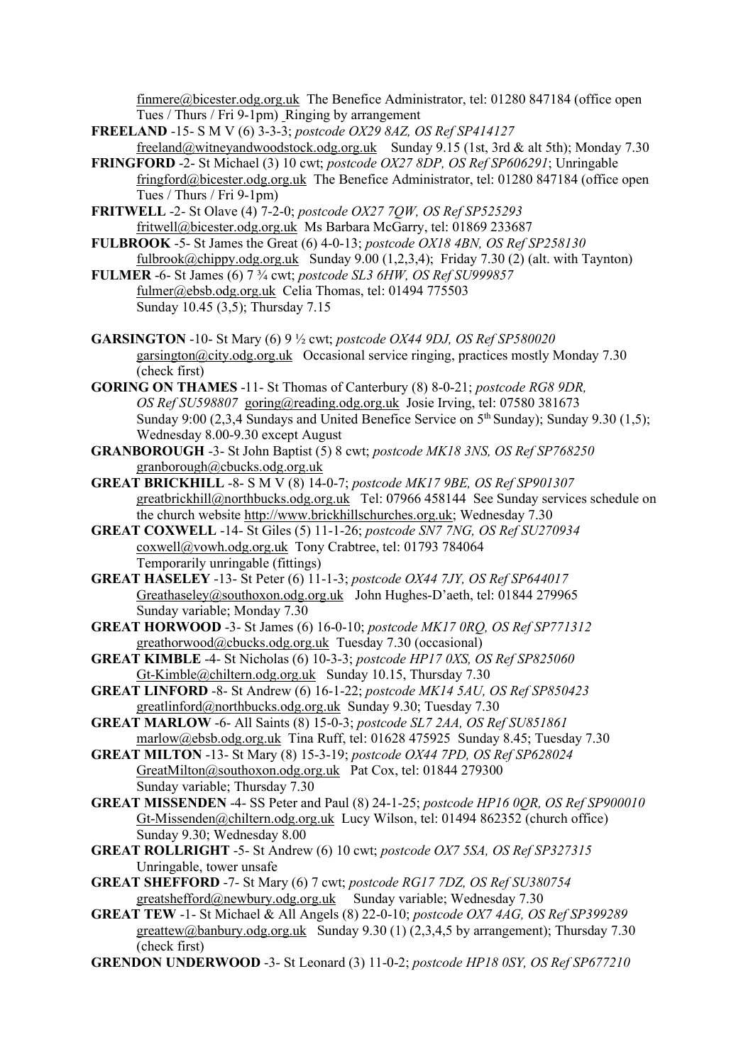finmere@bicester.odg.org.uk The Benefice Administrator, tel: 01280 847184 (office open Tues / Thurs / Fri 9-1pm) Ringing by arrangement

**FREELAND** -15- S M V (6) 3-3-3; *postcode OX29 8AZ, OS Ref SP414127*
freeland@witneyandwoodstock.odg.org.uk Sunday 9.15 (1st, 3rd & alt 5th); Monday 7.30

**FRINGFORD** -2- St Michael (3) 10 cwt; *postcode OX27 8DP, OS Ref SP606291*; Unringable
fringford@bicester.odg.org.uk The Benefice Administrator, tel: 01280 847184 (office open Tues / Thurs / Fri 9-1pm)

**FRITWELL** -2- St Olave (4) 7-2-0; *postcode OX27 7QW, OS Ref SP525293*
fritwell@bicester.odg.org.uk Ms Barbara McGarry, tel: 01869 233687

**FULBROOK** -5- St James the Great (6) 4-0-13; *postcode OX18 4BN, OS Ref SP258130*
fulbrook@chippy.odg.org.uk Sunday 9.00 (1,2,3,4); Friday 7.30 (2) (alt. with Taynton)

**FULMER** -6- St James (6) 7 ¾ cwt; *postcode SL3 6HW, OS Ref SU999857*
fulmer@ebsb.odg.org.uk Celia Thomas, tel: 01494 775503
Sunday 10.45 (3,5); Thursday 7.15

**GARSINGTON** -10- St Mary (6) 9 ½ cwt; *postcode OX44 9DJ, OS Ref SP580020*
garsington@city.odg.org.uk Occasional service ringing, practices mostly Monday 7.30 (check first)

**GORING ON THAMES** -11- St Thomas of Canterbury (8) 8-0-21; *postcode RG8 9DR, OS Ref SU598807* goring@reading.odg.org.uk Josie Irving, tel: 07580 381673
Sunday 9:00 (2,3,4 Sundays and United Benefice Service on 5th Sunday); Sunday 9.30 (1,5); Wednesday 8.00-9.30 except August

**GRANBOROUGH** -3- St John Baptist (5) 8 cwt; *postcode MK18 3NS, OS Ref SP768250*
granborough@cbucks.odg.org.uk

**GREAT BRICKHILL** -8- S M V (8) 14-0-7; *postcode MK17 9BE, OS Ref SP901307*
greatbrickhill@northbucks.odg.org.uk Tel: 07966 458144 See Sunday services schedule on the church website http://www.brickhillschurches.org.uk; Wednesday 7.30

**GREAT COXWELL** -14- St Giles (5) 11-1-26; *postcode SN7 7NG, OS Ref SU270934*
coxwell@vowh.odg.org.uk Tony Crabtree, tel: 01793 784064
Temporarily unringable (fittings)

**GREAT HASELEY** -13- St Peter (6) 11-1-3; *postcode OX44 7JY, OS Ref SP644017*
Greathaseley@southoxon.odg.org.uk John Hughes-D'aeth, tel: 01844 279965
Sunday variable; Monday 7.30

**GREAT HORWOOD** -3- St James (6) 16-0-10; *postcode MK17 0RQ, OS Ref SP771312*
greathorwood@cbucks.odg.org.uk Tuesday 7.30 (occasional)

**GREAT KIMBLE** -4- St Nicholas (6) 10-3-3; *postcode HP17 0XS, OS Ref SP825060*
Gt-Kimble@chiltern.odg.org.uk Sunday 10.15, Thursday 7.30

**GREAT LINFORD** -8- St Andrew (6) 16-1-22; *postcode MK14 5AU, OS Ref SP850423*
greatlinford@northbucks.odg.org.uk Sunday 9.30; Tuesday 7.30

**GREAT MARLOW** -6- All Saints (8) 15-0-3; *postcode SL7 2AA, OS Ref SU851861*
marlow@ebsb.odg.org.uk Tina Ruff, tel: 01628 475925 Sunday 8.45; Tuesday 7.30

**GREAT MILTON** -13- St Mary (8) 15-3-19; *postcode OX44 7PD, OS Ref SP628024*
GreatMilton@southoxon.odg.org.uk Pat Cox, tel: 01844 279300
Sunday variable; Thursday 7.30

**GREAT MISSENDEN** -4- SS Peter and Paul (8) 24-1-25; *postcode HP16 0QR, OS Ref SP900010*
Gt-Missenden@chiltern.odg.org.uk Lucy Wilson, tel: 01494 862352 (church office)
Sunday 9.30; Wednesday 8.00

**GREAT ROLLRIGHT** -5- St Andrew (6) 10 cwt; *postcode OX7 5SA, OS Ref SP327315*
Unringable, tower unsafe

**GREAT SHEFFORD** -7- St Mary (6) 7 cwt; *postcode RG17 7DZ, OS Ref SU380754*
greatshefford@newbury.odg.org.uk Sunday variable; Wednesday 7.30

**GREAT TEW** -1- St Michael & All Angels (8) 22-0-10; *postcode OX7 4AG, OS Ref SP399289*
greattew@banbury.odg.org.uk Sunday 9.30 (1) (2,3,4,5 by arrangement); Thursday 7.30 (check first)

**GRENDON UNDERWOOD** -3- St Leonard (3) 11-0-2; *postcode HP18 0SY, OS Ref SP677210*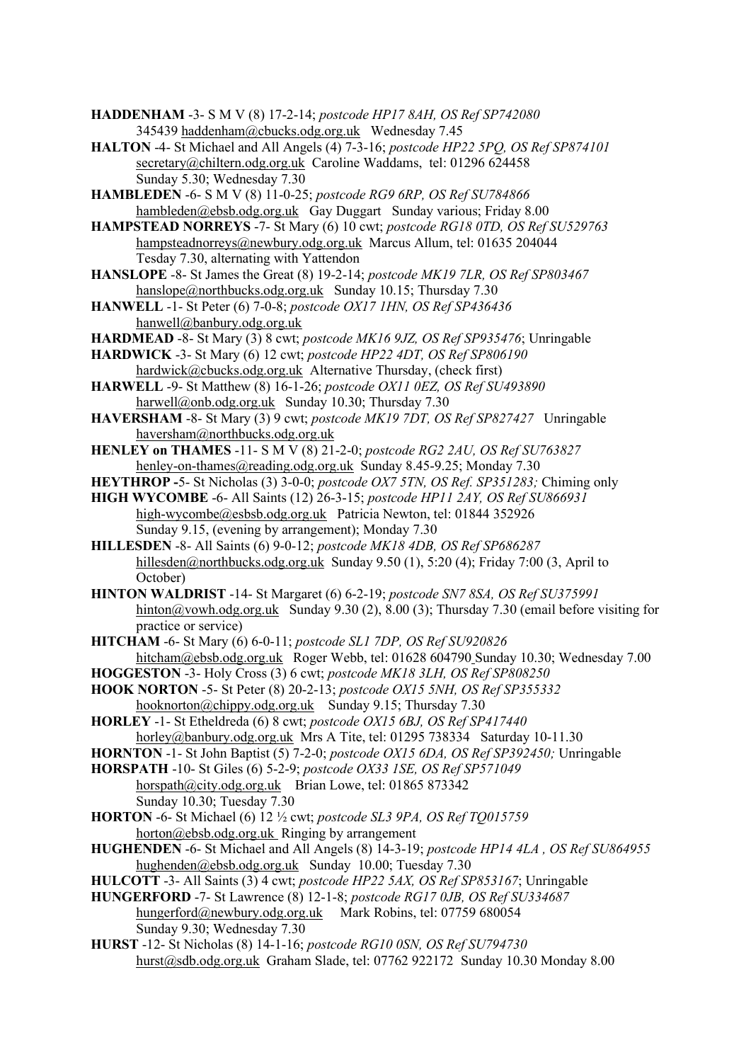**HADDENHAM** -3- S M V (8) 17-2-14; *postcode HP17 8AH, OS Ref SP742080*
345439 haddenham@cbucks.odg.org.uk Wednesday 7.45

**HALTON** -4- St Michael and All Angels (4) 7-3-16; *postcode HP22 5PQ, OS Ref SP874101*
secretary@chiltern.odg.org.uk Caroline Waddams, tel: 01296 624458
Sunday 5.30; Wednesday 7.30

**HAMBLEDEN** -6- S M V (8) 11-0-25; *postcode RG9 6RP, OS Ref SU784866*
hambleden@ebsb.odg.org.uk Gay Duggart Sunday various; Friday 8.00

**HAMPSTEAD NORREYS** -7- St Mary (6) 10 cwt; *postcode RG18 0TD, OS Ref SU529763*
hampsteadnorreys@newbury.odg.org.uk Marcus Allum, tel: 01635 204044
Tesday 7.30, alternating with Yattendon

**HANSLOPE** -8- St James the Great (8) 19-2-14; *postcode MK19 7LR, OS Ref SP803467*
hanslope@northbucks.odg.org.uk Sunday 10.15; Thursday 7.30

**HANWELL** -1- St Peter (6) 7-0-8; *postcode OX17 1HN, OS Ref SP436436*
hanwell@banbury.odg.org.uk

**HARDMEAD** -8- St Mary (3) 8 cwt; *postcode MK16 9JZ, OS Ref SP935476*; Unringable

**HARDWICK** -3- St Mary (6) 12 cwt; *postcode HP22 4DT, OS Ref SP806190*
hardwick@cbucks.odg.org.uk Alternative Thursday, (check first)

**HARWELL** -9- St Matthew (8) 16-1-26; *postcode OX11 0EZ, OS Ref SU493890*
harwell@onb.odg.org.uk Sunday 10.30; Thursday 7.30

**HAVERSHAM** -8- St Mary (3) 9 cwt; *postcode MK19 7DT, OS Ref SP827427* Unringable
haversham@northbucks.odg.org.uk

**HENLEY on THAMES** -11- S M V (8) 21-2-0; *postcode RG2 2AU, OS Ref SU763827*
henley-on-thames@reading.odg.org.uk Sunday 8.45-9.25; Monday 7.30

**HEYTHROP -**5- St Nicholas (3) 3-0-0; *postcode OX7 5TN, OS Ref. SP351283;* Chiming only

**HIGH WYCOMBE** -6- All Saints (12) 26-3-15; *postcode HP11 2AY, OS Ref SU866931*
high-wycombe@esbsb.odg.org.uk Patricia Newton, tel: 01844 352926
Sunday 9.15, (evening by arrangement); Monday 7.30

**HILLESDEN** -8- All Saints (6) 9-0-12; *postcode MK18 4DB, OS Ref SP686287*
hillesden@northbucks.odg.org.uk Sunday 9.50 (1), 5:20 (4); Friday 7:00 (3, April to October)

**HINTON WALDRIST** -14- St Margaret (6) 6-2-19; *postcode SN7 8SA, OS Ref SU375991*
hinton@vowh.odg.org.uk Sunday 9.30 (2), 8.00 (3); Thursday 7.30 (email before visiting for practice or service)

**HITCHAM** -6- St Mary (6) 6-0-11; *postcode SL1 7DP, OS Ref SU920826*
hitcham@ebsb.odg.org.uk Roger Webb, tel: 01628 604790 Sunday 10.30; Wednesday 7.00

**HOGGESTON** -3- Holy Cross (3) 6 cwt; *postcode MK18 3LH, OS Ref SP808250*

**HOOK NORTON** -5- St Peter (8) 20-2-13; *postcode OX15 5NH, OS Ref SP355332*
hooknorton@chippy.odg.org.uk Sunday 9.15; Thursday 7.30

**HORLEY** -1- St Etheldreda (6) 8 cwt; *postcode OX15 6BJ, OS Ref SP417440*
horley@banbury.odg.org.uk Mrs A Tite, tel: 01295 738334 Saturday 10-11.30

**HORNTON** -1- St John Baptist (5) 7-2-0; *postcode OX15 6DA, OS Ref SP392450;* Unringable

**HORSPATH** -10- St Giles (6) 5-2-9; *postcode OX33 1SE, OS Ref SP571049*
horspath@city.odg.org.uk Brian Lowe, tel: 01865 873342
Sunday 10.30; Tuesday 7.30

**HORTON** -6- St Michael (6) 12 ½ cwt; *postcode SL3 9PA, OS Ref TQ015759*
horton@ebsb.odg.org.uk Ringing by arrangement

**HUGHENDEN** -6- St Michael and All Angels (8) 14-3-19; *postcode HP14 4LA , OS Ref SU864955*
hughenden@ebsb.odg.org.uk Sunday 10.00; Tuesday 7.30

**HULCOTT** -3- All Saints (3) 4 cwt; *postcode HP22 5AX, OS Ref SP853167*; Unringable

**HUNGERFORD** -7- St Lawrence (8) 12-1-8; *postcode RG17 0JB, OS Ref SU334687*
hungerford@newbury.odg.org.uk Mark Robins, tel: 07759 680054
Sunday 9.30; Wednesday 7.30

**HURST** -12- St Nicholas (8) 14-1-16; *postcode RG10 0SN, OS Ref SU794730*
hurst@sdb.odg.org.uk Graham Slade, tel: 07762 922172 Sunday 10.30 Monday 8.00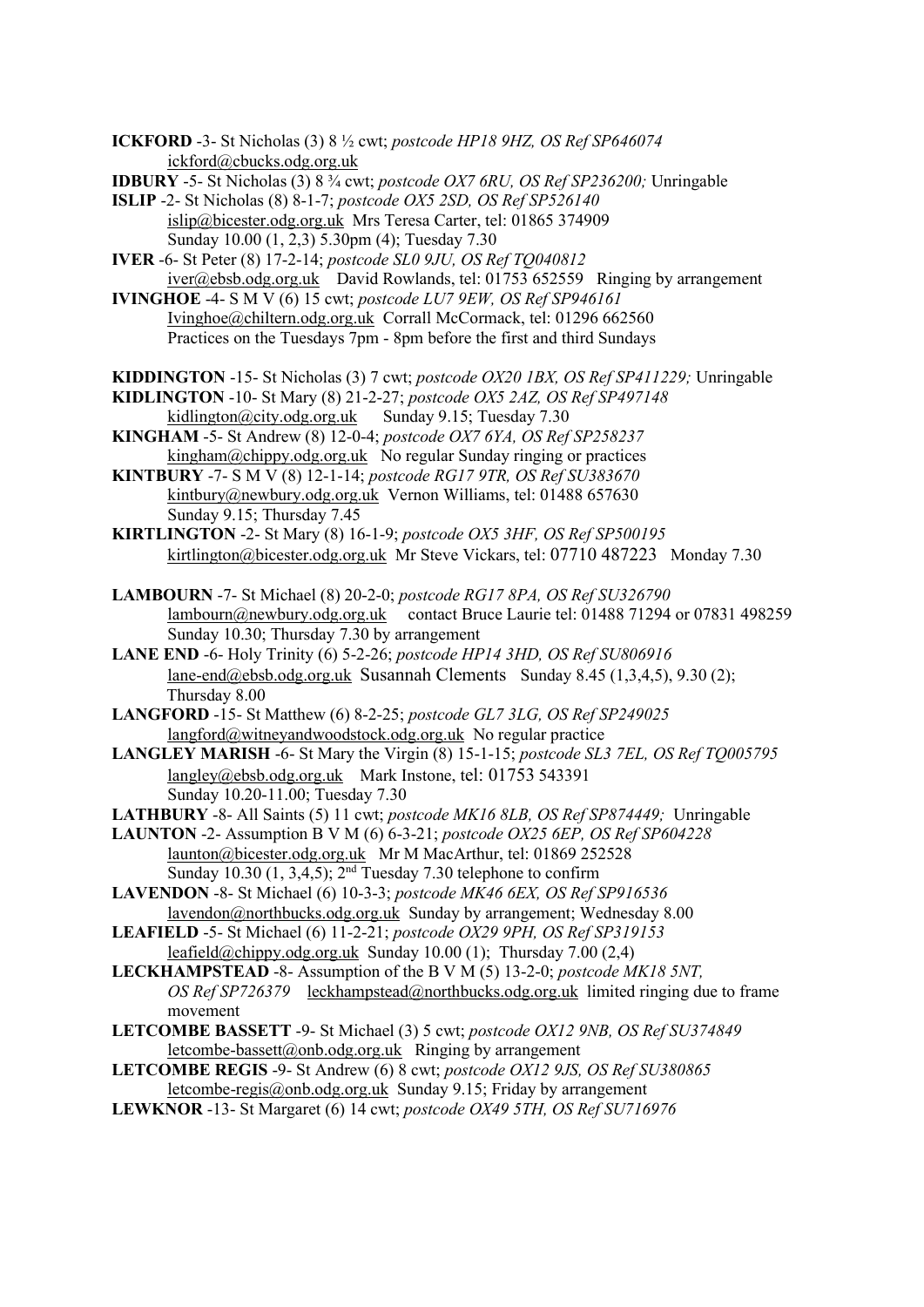**ICKFORD** -3- St Nicholas (3) 8 ½ cwt; *postcode HP18 9HZ, OS Ref SP646074*
ickford@cbucks.odg.org.uk

**IDBURY** -5- St Nicholas (3) 8 ¾ cwt; *postcode OX7 6RU, OS Ref SP236200;* Unringable

**ISLIP** -2- St Nicholas (8) 8-1-7; *postcode OX5 2SD, OS Ref SP526140*
islip@bicester.odg.org.uk Mrs Teresa Carter, tel: 01865 374909
Sunday 10.00 (1, 2,3) 5.30pm (4); Tuesday 7.30

**IVER** -6- St Peter (8) 17-2-14; *postcode SL0 9JU, OS Ref TQ040812*
iver@ebsb.odg.org.uk David Rowlands, tel: 01753 652559 Ringing by arrangement

**IVINGHOE** -4- S M V (6) 15 cwt; *postcode LU7 9EW, OS Ref SP946161*
Ivinghoe@chiltern.odg.org.uk Corrall McCormack, tel: 01296 662560
Practices on the Tuesdays 7pm - 8pm before the first and third Sundays

**KIDDINGTON** -15- St Nicholas (3) 7 cwt; *postcode OX20 1BX, OS Ref SP411229;* Unringable

**KIDLINGTON** -10- St Mary (8) 21-2-27; *postcode OX5 2AZ, OS Ref SP497148*
kidlington@city.odg.org.uk Sunday 9.15; Tuesday 7.30

**KINGHAM** -5- St Andrew (8) 12-0-4; *postcode OX7 6YA, OS Ref SP258237*
kingham@chippy.odg.org.uk No regular Sunday ringing or practices

**KINTBURY** -7- S M V (8) 12-1-14; *postcode RG17 9TR, OS Ref SU383670*
kintbury@newbury.odg.org.uk Vernon Williams, tel: 01488 657630
Sunday 9.15; Thursday 7.45

**KIRTLINGTON** -2- St Mary (8) 16-1-9; *postcode OX5 3HF, OS Ref SP500195*
kirtlington@bicester.odg.org.uk Mr Steve Vickars, tel: 07710 487223 Monday 7.30

**LAMBOURN** -7- St Michael (8) 20-2-0; *postcode RG17 8PA, OS Ref SU326790*
lambourn@newbury.odg.org.uk contact Bruce Laurie tel: 01488 71294 or 07831 498259
Sunday 10.30; Thursday 7.30 by arrangement

**LANE END** -6- Holy Trinity (6) 5-2-26; *postcode HP14 3HD, OS Ref SU806916*
lane-end@ebsb.odg.org.uk Susannah Clements Sunday 8.45 (1,3,4,5), 9.30 (2);
Thursday 8.00

**LANGFORD** -15- St Matthew (6) 8-2-25; *postcode GL7 3LG, OS Ref SP249025*
langford@witneyandwoodstock.odg.org.uk No regular practice

**LANGLEY MARISH** -6- St Mary the Virgin (8) 15-1-15; *postcode SL3 7EL, OS Ref TQ005795*
langley@ebsb.odg.org.uk Mark Instone, tel: 01753 543391
Sunday 10.20-11.00; Tuesday 7.30

**LATHBURY** -8- All Saints (5) 11 cwt; *postcode MK16 8LB, OS Ref SP874449;* Unringable

**LAUNTON** -2- Assumption B V M (6) 6-3-21; *postcode OX25 6EP, OS Ref SP604228*
launton@bicester.odg.org.uk Mr M MacArthur, tel: 01869 252528
Sunday 10.30 (1, 3,4,5); 2nd Tuesday 7.30 telephone to confirm

**LAVENDON** -8- St Michael (6) 10-3-3; *postcode MK46 6EX, OS Ref SP916536*
lavendon@northbucks.odg.org.uk Sunday by arrangement; Wednesday 8.00

**LEAFIELD** -5- St Michael (6) 11-2-21; *postcode OX29 9PH, OS Ref SP319153*
leafield@chippy.odg.org.uk Sunday 10.00 (1); Thursday 7.00 (2,4)

**LECKHAMPSTEAD** -8- Assumption of the B V M (5) 13-2-0; *postcode MK18 5NT, OS Ref SP726379* leckhampstead@northbucks.odg.org.uk limited ringing due to frame movement

**LETCOMBE BASSETT** -9- St Michael (3) 5 cwt; *postcode OX12 9NB, OS Ref SU374849*
letcombe-bassett@onb.odg.org.uk Ringing by arrangement

**LETCOMBE REGIS** -9- St Andrew (6) 8 cwt; *postcode OX12 9JS, OS Ref SU380865*
letcombe-regis@onb.odg.org.uk Sunday 9.15; Friday by arrangement

**LEWKNOR** -13- St Margaret (6) 14 cwt; *postcode OX49 5TH, OS Ref SU716976*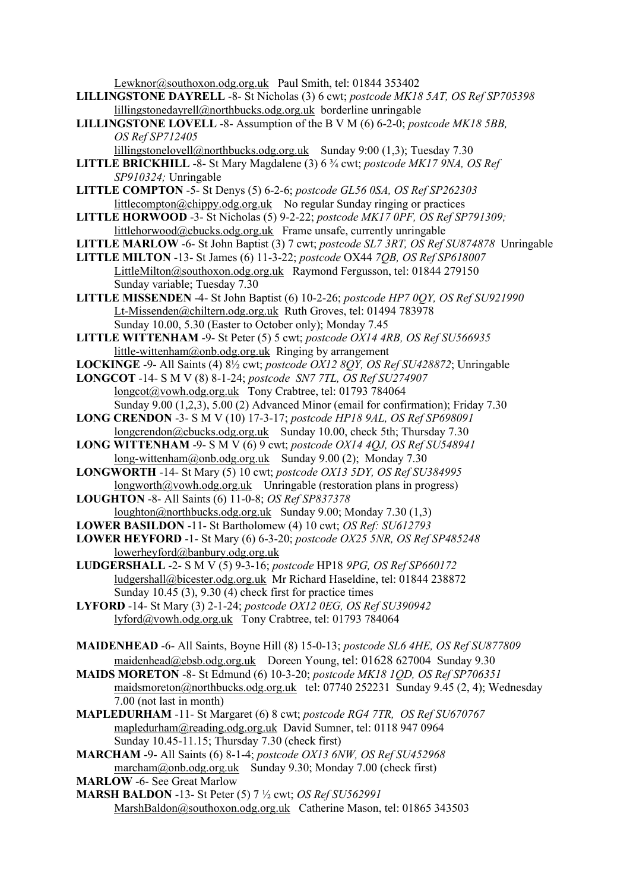Lewknor@southoxon.odg.org.uk Paul Smith, tel: 01844 353402

**LILLINGSTONE DAYRELL** -8- St Nicholas (3) 6 cwt; *postcode MK18 5AT, OS Ref SP705398*
lillingstonedayrell@northbucks.odg.org.uk borderline unringable

**LILLINGSTONE LOVELL** -8- Assumption of the B V M (6) 6-2-0; *postcode MK18 5BB, OS Ref SP712405*
lillingstonelovell@northbucks.odg.org.uk Sunday 9:00 (1,3); Tuesday 7.30

**LITTLE BRICKHILL** -8- St Mary Magdalene (3) 6 ¾ cwt; *postcode MK17 9NA, OS Ref SP910324;* Unringable

**LITTLE COMPTON** -5- St Denys (5) 6-2-6; *postcode GL56 0SA, OS Ref SP262303*
littlecompton@chippy.odg.org.uk No regular Sunday ringing or practices

**LITTLE HORWOOD** -3- St Nicholas (5) 9-2-22; *postcode MK17 0PF, OS Ref SP791309;*
littlehorwood@cbucks.odg.org.uk Frame unsafe, currently unringable

**LITTLE MARLOW** -6- St John Baptist (3) 7 cwt; *postcode SL7 3RT, OS Ref SU874878* Unringable

**LITTLE MILTON** -13- St James (6) 11-3-22; *postcode* OX44 *7QB, OS Ref SP618007*
LittleMilton@southoxon.odg.org.uk Raymond Fergusson, tel: 01844 279150
Sunday variable; Tuesday 7.30

**LITTLE MISSENDEN** -4- St John Baptist (6) 10-2-26; *postcode HP7 0QY, OS Ref SU921990*
Lt-Missenden@chiltern.odg.org.uk Ruth Groves, tel: 01494 783978
Sunday 10.00, 5.30 (Easter to October only); Monday 7.45

**LITTLE WITTENHAM** -9- St Peter (5) 5 cwt; *postcode OX14 4RB, OS Ref SU566935*
little-wittenham@onb.odg.org.uk Ringing by arrangement

**LOCKINGE** -9- All Saints (4) 8½ cwt; *postcode OX12 8QY, OS Ref SU428872*; Unringable

**LONGCOT** -14- S M V (8) 8-1-24; *postcode SN7 7TL, OS Ref SU274907*
longcot@vowh.odg.org.uk Tony Crabtree, tel: 01793 784064
Sunday 9.00 (1,2,3), 5.00 (2) Advanced Minor (email for confirmation); Friday 7.30

**LONG CRENDON** -3- S M V (10) 17-3-17; *postcode HP18 9AL, OS Ref SP698091*
longcrendon@cbucks.odg.org.uk Sunday 10.00, check 5th; Thursday 7.30

**LONG WITTENHAM** -9- S M V (6) 9 cwt; *postcode OX14 4QJ, OS Ref SU548941*
long-wittenham@onb.odg.org.uk Sunday 9.00 (2); Monday 7.30

**LONGWORTH** -14- St Mary (5) 10 cwt; *postcode OX13 5DY, OS Ref SU384995*
longworth@vowh.odg.org.uk Unringable (restoration plans in progress)

**LOUGHTON** -8- All Saints (6) 11-0-8; *OS Ref SP837378*
loughton@northbucks.odg.org.uk Sunday 9.00; Monday 7.30 (1,3)

**LOWER BASILDON** -11- St Bartholomew (4) 10 cwt; *OS Ref: SU612793*

**LOWER HEYFORD** -1- St Mary (6) 6-3-20; *postcode OX25 5NR, OS Ref SP485248*
lowerheyford@banbury.odg.org.uk

**LUDGERSHALL** -2- S M V (5) 9-3-16; *postcode* HP18 *9PG, OS Ref SP660172*
ludgershall@bicester.odg.org.uk Mr Richard Haseldine, tel: 01844 238872
Sunday 10.45 (3), 9.30 (4) check first for practice times

**LYFORD** -14- St Mary (3) 2-1-24; *postcode OX12 0EG, OS Ref SU390942*
lyford@vowh.odg.org.uk Tony Crabtree, tel: 01793 784064

**MAIDENHEAD** -6- All Saints, Boyne Hill (8) 15-0-13; *postcode SL6 4HE, OS Ref SU877809*
maidenhead@ebsb.odg.org.uk Doreen Young, tel: 01628 627004 Sunday 9.30

**MAIDS MORETON** -8- St Edmund (6) 10-3-20; *postcode MK18 1QD, OS Ref SP706351*
maidsmoreton@northbucks.odg.org.uk tel: 07740 252231 Sunday 9.45 (2, 4); Wednesday 7.00 (not last in month)

**MAPLEDURHAM** -11- St Margaret (6) 8 cwt; *postcode RG4 7TR, OS Ref SU670767*
mapledurham@reading.odg.org.uk David Sumner, tel: 0118 947 0964
Sunday 10.45-11.15; Thursday 7.30 (check first)

**MARCHAM** -9- All Saints (6) 8-1-4; *postcode OX13 6NW, OS Ref SU452968*
marcham@onb.odg.org.uk Sunday 9.30; Monday 7.00 (check first)

**MARLOW** -6- See Great Marlow

**MARSH BALDON** -13- St Peter (5) 7 ½ cwt; *OS Ref SU562991*
MarshBaldon@southoxon.odg.org.uk Catherine Mason, tel: 01865 343503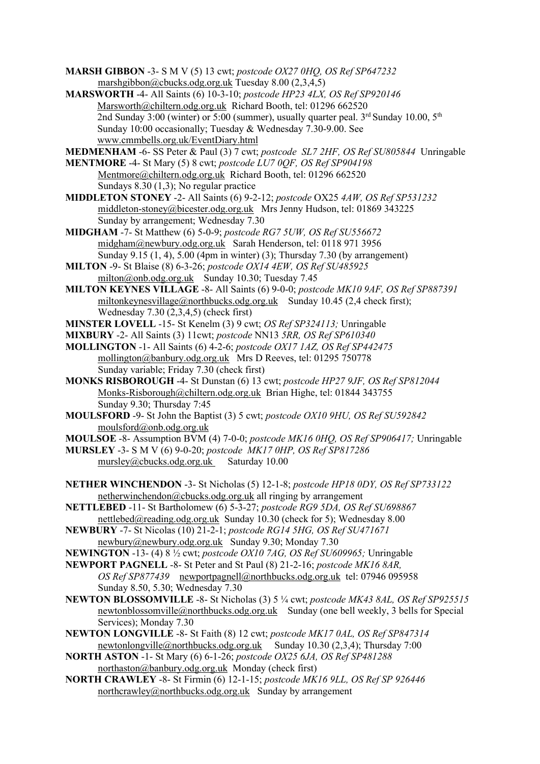**MARSH GIBBON** -3- S M V (5) 13 cwt; *postcode OX27 0HQ, OS Ref SP647232*
marshgibbon@cbucks.odg.org.uk Tuesday 8.00 (2,3,4,5)

**MARSWORTH** -4- All Saints (6) 10-3-10; *postcode HP23 4LX, OS Ref SP920146*
Marsworth@chiltern.odg.org.uk Richard Booth, tel: 01296 662520
2nd Sunday 3:00 (winter) or 5:00 (summer), usually quarter peal. 3rd Sunday 10.00, 5th Sunday 10:00 occasionally; Tuesday & Wednesday 7.30-9.00. See www.cmmbells.org.uk/EventDiary.html

**MEDMENHAM** -6- SS Peter & Paul (3) 7 cwt; *postcode SL7 2HF, OS Ref SU805844* Unringable

**MENTMORE** -4- St Mary (5) 8 cwt; *postcode LU7 0QF, OS Ref SP904198*
Mentmore@chiltern.odg.org.uk Richard Booth, tel: 01296 662520
Sundays 8.30 (1,3); No regular practice

**MIDDLETON STONEY** -2- All Saints (6) 9-2-12; *postcode* OX25 *4AW, OS Ref SP531232*
middleton-stoney@bicester.odg.org.uk Mrs Jenny Hudson, tel: 01869 343225
Sunday by arrangement; Wednesday 7.30

**MIDGHAM** -7- St Matthew (6) 5-0-9; *postcode RG7 5UW, OS Ref SU556672*
midgham@newbury.odg.org.uk Sarah Henderson, tel: 0118 971 3956
Sunday 9.15 (1, 4), 5.00 (4pm in winter) (3); Thursday 7.30 (by arrangement)

**MILTON** -9- St Blaise (8) 6-3-26; *postcode OX14 4EW, OS Ref SU485925*
milton@onb.odg.org.uk Sunday 10.30; Tuesday 7.45

**MILTON KEYNES VILLAGE** -8- All Saints (6) 9-0-0; *postcode MK10 9AF, OS Ref SP887391*
miltonkeynesvillage@northbucks.odg.org.uk Sunday 10.45 (2,4 check first);
Wednesday 7.30 (2,3,4,5) (check first)

**MINSTER LOVELL** -15- St Kenelm (3) 9 cwt; *OS Ref SP324113;* Unringable

**MIXBURY** -2- All Saints (3) 11cwt; *postcode* NN13 *5RR, OS Ref SP610340*

**MOLLINGTON** -1- All Saints (6) 4-2-6; *postcode OX17 1AZ, OS Ref SP442475*
mollington@banbury.odg.org.uk Mrs D Reeves, tel: 01295 750778
Sunday variable; Friday 7.30 (check first)

**MONKS RISBOROUGH** -4- St Dunstan (6) 13 cwt; *postcode HP27 9JF, OS Ref SP812044*
Monks-Risborough@chiltern.odg.org.uk Brian Highe, tel: 01844 343755
Sunday 9.30; Thursday 7:45

**MOULSFORD** -9- St John the Baptist (3) 5 cwt; *postcode OX10 9HU, OS Ref SU592842*
moulsford@onb.odg.org.uk

**MOULSOE** -8- Assumption BVM (4) 7-0-0; *postcode MK16 0HQ, OS Ref SP906417;* Unringable

**MURSLEY** -3- S M V (6) 9-0-20; *postcode MK17 0HP, OS Ref SP817286*
mursley@cbucks.odg.org.uk Saturday 10.00

**NETHER WINCHENDON** -3- St Nicholas (5) 12-1-8; *postcode HP18 0DY, OS Ref SP733122*
netherwinchendon@cbucks.odg.org.uk all ringing by arrangement

**NETTLEBED** -11- St Bartholomew (6) 5-3-27; *postcode RG9 5DA, OS Ref SU698867*
nettlebed@reading.odg.org.uk Sunday 10.30 (check for 5); Wednesday 8.00

**NEWBURY** -7- St Nicolas (10) 21-2-1; *postcode RG14 5HG, OS Ref SU471671*
newbury@newbury.odg.org.uk Sunday 9.30; Monday 7.30

**NEWINGTON** -13- (4) 8 ½ cwt; *postcode OX10 7AG, OS Ref SU609965;* Unringable

**NEWPORT PAGNELL** -8- St Peter and St Paul (8) 21-2-16; *postcode MK16 8AR, OS Ref SP877439* newportpagnell@northbucks.odg.org.uk tel: 07946 095958
Sunday 8.50, 5.30; Wednesday 7.30

**NEWTON BLOSSOMVILLE** -8- St Nicholas (3) 5 ¼ cwt; *postcode MK43 8AL, OS Ref SP925515*
newtonblossomville@northbucks.odg.org.uk Sunday (one bell weekly, 3 bells for Special Services); Monday 7.30

**NEWTON LONGVILLE** -8- St Faith (8) 12 cwt; *postcode MK17 0AL, OS Ref SP847314*
newtonlongville@northbucks.odg.org.uk Sunday 10.30 (2,3,4); Thursday 7:00

**NORTH ASTON** -1- St Mary (6) 6-1-26; *postcode OX25 6JA, OS Ref SP481288*
northaston@banbury.odg.org.uk Monday (check first)

**NORTH CRAWLEY** -8- St Firmin (6) 12-1-15; *postcode MK16 9LL, OS Ref SP 926446*
northcrawley@northbucks.odg.org.uk Sunday by arrangement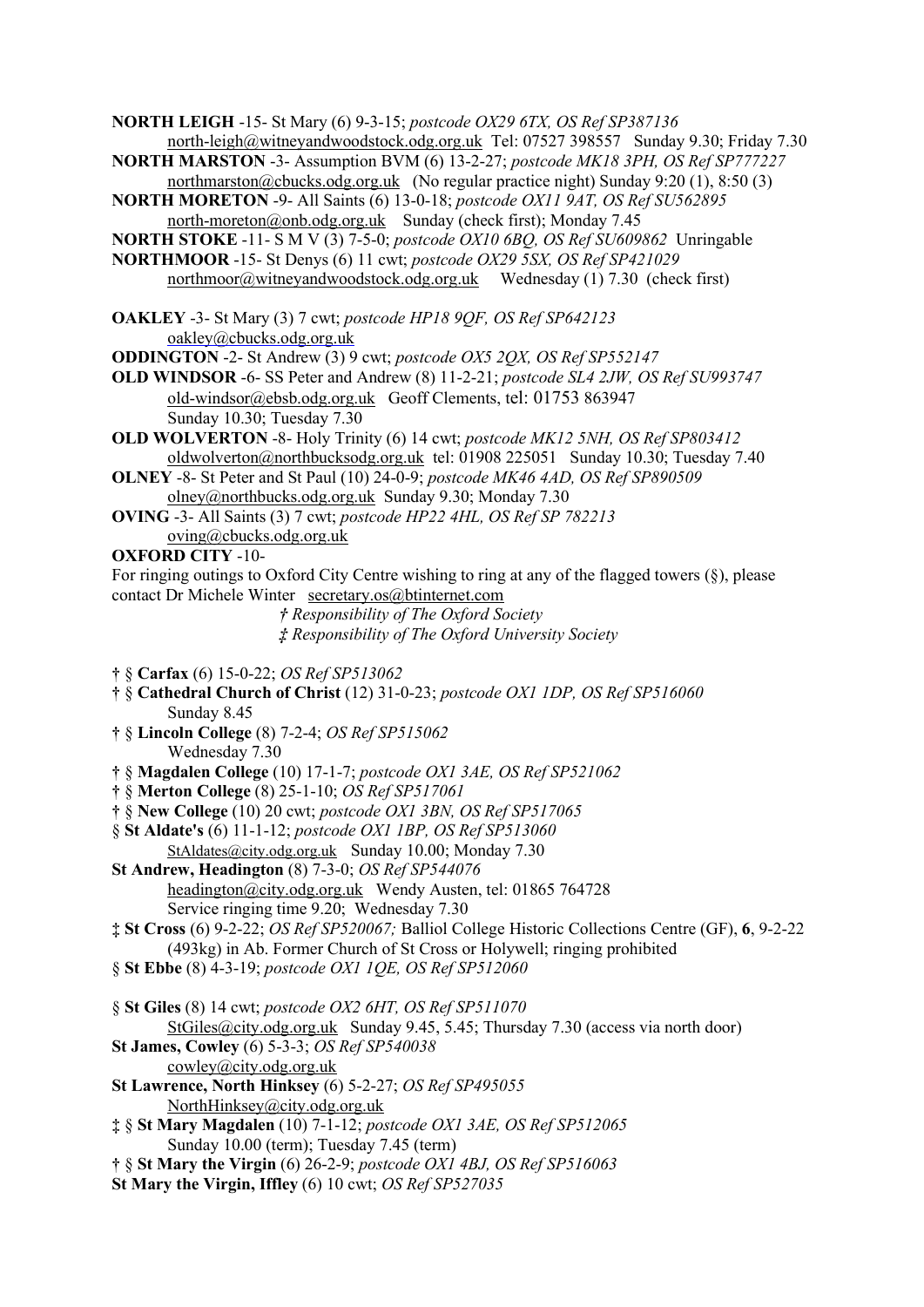**NORTH LEIGH** -15- St Mary (6) 9-3-15; *postcode OX29 6TX, OS Ref SP387136*
north-leigh@witneyandwoodstock.odg.org.uk Tel: 07527 398557 Sunday 9.30; Friday 7.30

**NORTH MARSTON** -3- Assumption BVM (6) 13-2-27; *postcode MK18 3PH, OS Ref SP777227*
northmarston@cbucks.odg.org.uk (No regular practice night) Sunday 9:20 (1), 8:50 (3)

**NORTH MORETON** -9- All Saints (6) 13-0-18; *postcode OX11 9AT, OS Ref SU562895*
north-moreton@onb.odg.org.uk Sunday (check first); Monday 7.45

**NORTH STOKE** -11- S M V (3) 7-5-0; *postcode OX10 6BQ, OS Ref SU609862* Unringable

**NORTHMOOR** -15- St Denys (6) 11 cwt; *postcode OX29 5SX, OS Ref SP421029*
northmoor@witneyandwoodstock.odg.org.uk Wednesday (1) 7.30 (check first)

**OAKLEY** -3- St Mary (3) 7 cwt; *postcode HP18 9QF, OS Ref SP642123*
oakley@cbucks.odg.org.uk

**ODDINGTON** -2- St Andrew (3) 9 cwt; *postcode OX5 2QX, OS Ref SP552147*

**OLD WINDSOR** -6- SS Peter and Andrew (8) 11-2-21; *postcode SL4 2JW, OS Ref SU993747*
old-windsor@ebsb.odg.org.uk Geoff Clements, tel: 01753 863947
Sunday 10.30; Tuesday 7.30

**OLD WOLVERTON** -8- Holy Trinity (6) 14 cwt; *postcode MK12 5NH, OS Ref SP803412*
oldwolverton@northbucksodg.org.uk tel: 01908 225051 Sunday 10.30; Tuesday 7.40

**OLNEY** -8- St Peter and St Paul (10) 24-0-9; *postcode MK46 4AD, OS Ref SP890509*
olney@northbucks.odg.org.uk Sunday 9.30; Monday 7.30

**OVING** -3- All Saints (3) 7 cwt; *postcode HP22 4HL, OS Ref SP 782213*
oving@cbucks.odg.org.uk

**OXFORD CITY** -10-

For ringing outings to Oxford City Centre wishing to ring at any of the flagged towers (§), please contact Dr Michele Winter secretary.os@btinternet.com

*† Responsibility of The Oxford Society*
*‡ Responsibility of The Oxford University Society*

† § **Carfax** (6) 15-0-22; *OS Ref SP513062*

† § **Cathedral Church of Christ** (12) 31-0-23; *postcode OX1 1DP, OS Ref SP516060*
Sunday 8.45

† § **Lincoln College** (8) 7-2-4; *OS Ref SP515062*
Wednesday 7.30

† § **Magdalen College** (10) 17-1-7; *postcode OX1 3AE, OS Ref SP521062*

† § **Merton College** (8) 25-1-10; *OS Ref SP517061*

† § **New College** (10) 20 cwt; *postcode OX1 3BN, OS Ref SP517065*

§ **St Aldate's** (6) 11-1-12; *postcode OX1 1BP, OS Ref SP513060*
StAldates@city.odg.org.uk Sunday 10.00; Monday 7.30

**St Andrew, Headington** (8) 7-3-0; *OS Ref SP544076*
headington@city.odg.org.uk Wendy Austen, tel: 01865 764728
Service ringing time 9.20; Wednesday 7.30

‡ **St Cross** (6) 9-2-22; *OS Ref SP520067;* Balliol College Historic Collections Centre (GF), **6**, 9-2-22 (493kg) in Ab. Former Church of St Cross or Holywell; ringing prohibited

§ **St Ebbe** (8) 4-3-19; *postcode OX1 1QE, OS Ref SP512060*

§ **St Giles** (8) 14 cwt; *postcode OX2 6HT, OS Ref SP511070*
StGiles@city.odg.org.uk Sunday 9.45, 5.45; Thursday 7.30 (access via north door)

**St James, Cowley** (6) 5-3-3; *OS Ref SP540038*
cowley@city.odg.org.uk

**St Lawrence, North Hinksey** (6) 5-2-27; *OS Ref SP495055*
NorthHinksey@city.odg.org.uk

‡ § **St Mary Magdalen** (10) 7-1-12; *postcode OX1 3AE, OS Ref SP512065*
Sunday 10.00 (term); Tuesday 7.45 (term)

† § **St Mary the Virgin** (6) 26-2-9; *postcode OX1 4BJ, OS Ref SP516063*

**St Mary the Virgin, Iffley** (6) 10 cwt; *OS Ref SP527035*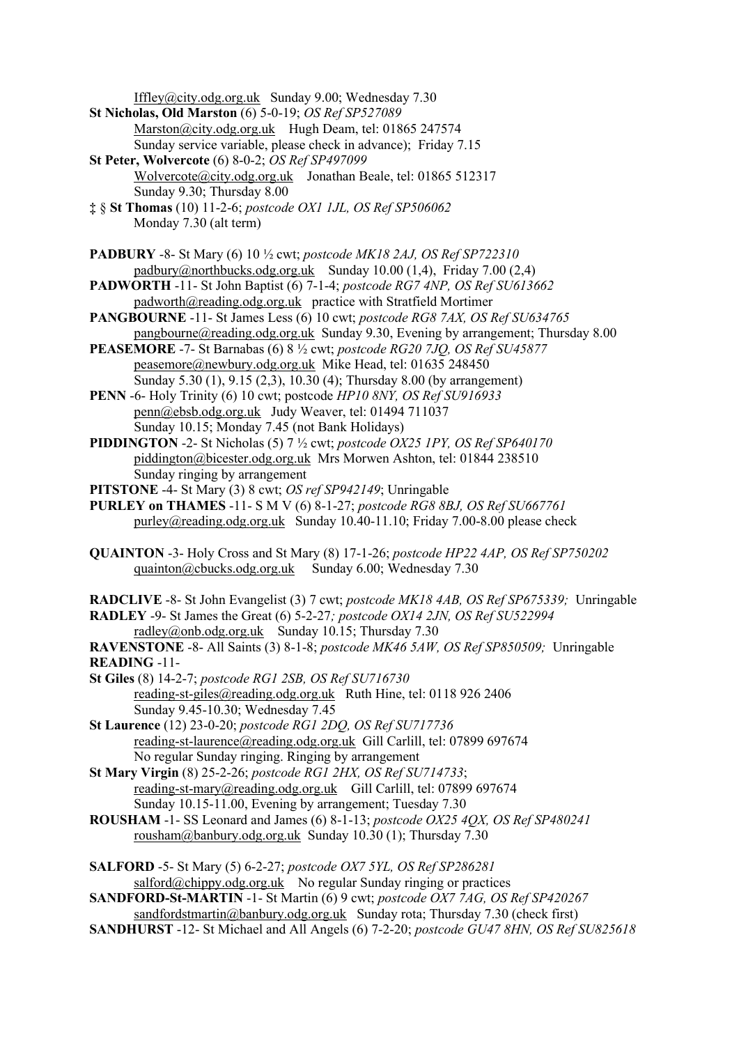Iffley@city.odg.org.uk Sunday 9.00; Wednesday 7.30

**St Nicholas, Old Marston** (6) 5-0-19; *OS Ref SP527089*
Marston@city.odg.org.uk Hugh Deam, tel: 01865 247574
Sunday service variable, please check in advance); Friday 7.15

**St Peter, Wolvercote** (6) 8-0-2; *OS Ref SP497099*
Wolvercote@city.odg.org.uk Jonathan Beale, tel: 01865 512317
Sunday 9.30; Thursday 8.00

‡ § **St Thomas** (10) 11-2-6; *postcode OX1 1JL, OS Ref SP506062*
Monday 7.30 (alt term)

**PADBURY** -8- St Mary (6) 10 ½ cwt; *postcode MK18 2AJ, OS Ref SP722310*
padbury@northbucks.odg.org.uk Sunday 10.00 (1,4), Friday 7.00 (2,4)

**PADWORTH** -11- St John Baptist (6) 7-1-4; *postcode RG7 4NP, OS Ref SU613662*
padworth@reading.odg.org.uk practice with Stratfield Mortimer

**PANGBOURNE** -11- St James Less (6) 10 cwt; *postcode RG8 7AX, OS Ref SU634765*
pangbourne@reading.odg.org.uk Sunday 9.30, Evening by arrangement; Thursday 8.00

**PEASEMORE** -7- St Barnabas (6) 8 ½ cwt; *postcode RG20 7JQ, OS Ref SU45877*
peasemore@newbury.odg.org.uk Mike Head, tel: 01635 248450
Sunday 5.30 (1), 9.15 (2,3), 10.30 (4); Thursday 8.00 (by arrangement)

**PENN** -6- Holy Trinity (6) 10 cwt; postcode *HP10 8NY, OS Ref SU916933*
penn@ebsb.odg.org.uk Judy Weaver, tel: 01494 711037
Sunday 10.15; Monday 7.45 (not Bank Holidays)

**PIDDINGTON** -2- St Nicholas (5) 7 ½ cwt; *postcode OX25 1PY, OS Ref SP640170*
piddington@bicester.odg.org.uk Mrs Morwen Ashton, tel: 01844 238510
Sunday ringing by arrangement

**PITSTONE** -4- St Mary (3) 8 cwt; *OS ref SP942149*; Unringable

**PURLEY on THAMES** -11- S M V (6) 8-1-27; *postcode RG8 8BJ, OS Ref SU667761*
purley@reading.odg.org.uk Sunday 10.40-11.10; Friday 7.00-8.00 please check

**QUAINTON** -3- Holy Cross and St Mary (8) 17-1-26; *postcode HP22 4AP, OS Ref SP750202*
quainton@cbucks.odg.org.uk Sunday 6.00; Wednesday 7.30

**RADCLIVE** -8- St John Evangelist (3) 7 cwt; *postcode MK18 4AB, OS Ref SP675339;* Unringable

**RADLEY** -9- St James the Great (6) 5-2-27*; postcode OX14 2JN, OS Ref SU522994*
radley@onb.odg.org.uk Sunday 10.15; Thursday 7.30

**RAVENSTONE** -8- All Saints (3) 8-1-8; *postcode MK46 5AW, OS Ref SP850509;* Unringable

**READING** -11-

**St Giles** (8) 14-2-7; *postcode RG1 2SB, OS Ref SU716730*
reading-st-giles@reading.odg.org.uk Ruth Hine, tel: 0118 926 2406
Sunday 9.45-10.30; Wednesday 7.45

**St Laurence** (12) 23-0-20; *postcode RG1 2DQ, OS Ref SU717736*
reading-st-laurence@reading.odg.org.uk Gill Carlill, tel: 07899 697674
No regular Sunday ringing. Ringing by arrangement

**St Mary Virgin** (8) 25-2-26; *postcode RG1 2HX, OS Ref SU714733*;
reading-st-mary@reading.odg.org.uk Gill Carlill, tel: 07899 697674
Sunday 10.15-11.00, Evening by arrangement; Tuesday 7.30

**ROUSHAM** -1- SS Leonard and James (6) 8-1-13; *postcode OX25 4QX, OS Ref SP480241*
rousham@banbury.odg.org.uk Sunday 10.30 (1); Thursday 7.30

**SALFORD** -5- St Mary (5) 6-2-27; *postcode OX7 5YL, OS Ref SP286281*
salford@chippy.odg.org.uk No regular Sunday ringing or practices

**SANDFORD-St-MARTIN** -1- St Martin (6) 9 cwt; *postcode OX7 7AG, OS Ref SP420267*
sandfordstmartin@banbury.odg.org.uk Sunday rota; Thursday 7.30 (check first)

**SANDHURST** -12- St Michael and All Angels (6) 7-2-20; *postcode GU47 8HN, OS Ref SU825618*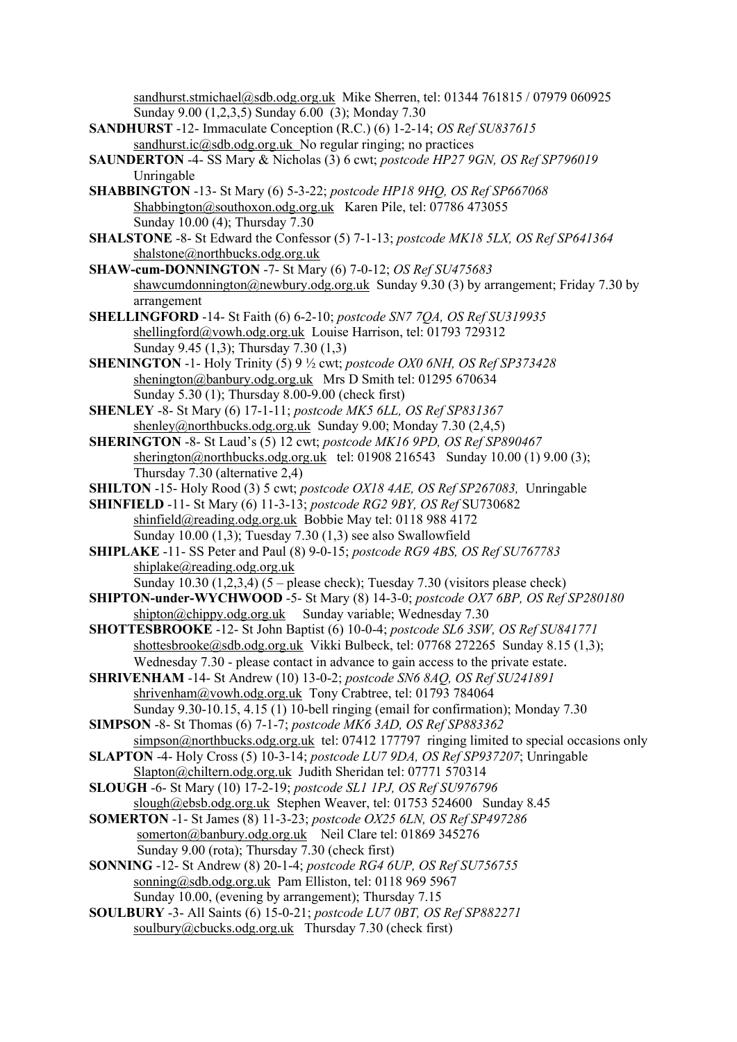sandhurst.stmichael@sdb.odg.org.uk Mike Sherren, tel: 01344 761815 / 07979 060925
Sunday 9.00 (1,2,3,5) Sunday 6.00 (3); Monday 7.30

**SANDHURST** -12- Immaculate Conception (R.C.) (6) 1-2-14; *OS Ref SU837615*
sandhurst.ic@sdb.odg.org.uk No regular ringing; no practices

**SAUNDERTON** -4- SS Mary & Nicholas (3) 6 cwt; *postcode HP27 9GN, OS Ref SP796019*
Unringable

**SHABBINGTON** -13- St Mary (6) 5-3-22; *postcode HP18 9HQ, OS Ref SP667068*
Shabbington@southoxon.odg.org.uk Karen Pile, tel: 07786 473055
Sunday 10.00 (4); Thursday 7.30

**SHALSTONE** -8- St Edward the Confessor (5) 7-1-13; *postcode MK18 5LX, OS Ref SP641364*
shalstone@northbucks.odg.org.uk

**SHAW-cum-DONNINGTON** -7- St Mary (6) 7-0-12; *OS Ref SU475683*
shawcumdonnington@newbury.odg.org.uk Sunday 9.30 (3) by arrangement; Friday 7.30 by arrangement

**SHELLINGFORD** -14- St Faith (6) 6-2-10; *postcode SN7 7QA, OS Ref SU319935*
shellingford@vowh.odg.org.uk Louise Harrison, tel: 01793 729312
Sunday 9.45 (1,3); Thursday 7.30 (1,3)

**SHENINGTON** -1- Holy Trinity (5) 9 ½ cwt; *postcode OX0 6NH, OS Ref SP373428*
shenington@banbury.odg.org.uk Mrs D Smith tel: 01295 670634
Sunday 5.30 (1); Thursday 8.00-9.00 (check first)

**SHENLEY** -8- St Mary (6) 17-1-11; *postcode MK5 6LL, OS Ref SP831367*
shenley@northbucks.odg.org.uk Sunday 9.00; Monday 7.30 (2,4,5)

**SHERINGTON** -8- St Laud's (5) 12 cwt; *postcode MK16 9PD, OS Ref SP890467*
sherington@northbucks.odg.org.uk tel: 01908 216543 Sunday 10.00 (1) 9.00 (3);
Thursday 7.30 (alternative 2,4)

**SHILTON** -15- Holy Rood (3) 5 cwt; *postcode OX18 4AE, OS Ref SP267083,* Unringable

**SHINFIELD** -11- St Mary (6) 11-3-13; *postcode RG2 9BY, OS Ref* SU730682
shinfield@reading.odg.org.uk Bobbie May tel: 0118 988 4172
Sunday 10.00 (1,3); Tuesday 7.30 (1,3) see also Swallowfield

**SHIPLAKE** -11- SS Peter and Paul (8) 9-0-15; *postcode RG9 4BS, OS Ref SU767783*
shiplake@reading.odg.org.uk
Sunday 10.30 (1,2,3,4) (5 – please check); Tuesday 7.30 (visitors please check)

**SHIPTON-under-WYCHWOOD** -5- St Mary (8) 14-3-0; *postcode OX7 6BP, OS Ref SP280180*
shipton@chippy.odg.org.uk Sunday variable; Wednesday 7.30

**SHOTTESBROOKE** -12- St John Baptist (6) 10-0-4; *postcode SL6 3SW, OS Ref SU841771*
shottesbrooke@sdb.odg.org.uk Vikki Bulbeck, tel: 07768 272265 Sunday 8.15 (1,3);
Wednesday 7.30 - please contact in advance to gain access to the private estate.

**SHRIVENHAM** -14- St Andrew (10) 13-0-2; *postcode SN6 8AQ, OS Ref SU241891*
shrivenham@vowh.odg.org.uk Tony Crabtree, tel: 01793 784064
Sunday 9.30-10.15, 4.15 (1) 10-bell ringing (email for confirmation); Monday 7.30

**SIMPSON** -8- St Thomas (6) 7-1-7; *postcode MK6 3AD, OS Ref SP883362*
simpson@northbucks.odg.org.uk tel: 07412 177797 ringing limited to special occasions only

**SLAPTON** -4- Holy Cross (5) 10-3-14; *postcode LU7 9DA, OS Ref SP937207*; Unringable
Slapton@chiltern.odg.org.uk Judith Sheridan tel: 07771 570314

**SLOUGH** -6- St Mary (10) 17-2-19; *postcode SL1 1PJ, OS Ref SU976796*
slough@ebsb.odg.org.uk Stephen Weaver, tel: 01753 524600 Sunday 8.45

**SOMERTON** -1- St James (8) 11-3-23; *postcode OX25 6LN, OS Ref SP497286*
somerton@banbury.odg.org.uk Neil Clare tel: 01869 345276
Sunday 9.00 (rota); Thursday 7.30 (check first)

**SONNING** -12- St Andrew (8) 20-1-4; *postcode RG4 6UP, OS Ref SU756755*
sonning@sdb.odg.org.uk Pam Elliston, tel: 0118 969 5967
Sunday 10.00, (evening by arrangement); Thursday 7.15

**SOULBURY** -3- All Saints (6) 15-0-21; *postcode LU7 0BT, OS Ref SP882271*
soulbury@cbucks.odg.org.uk Thursday 7.30 (check first)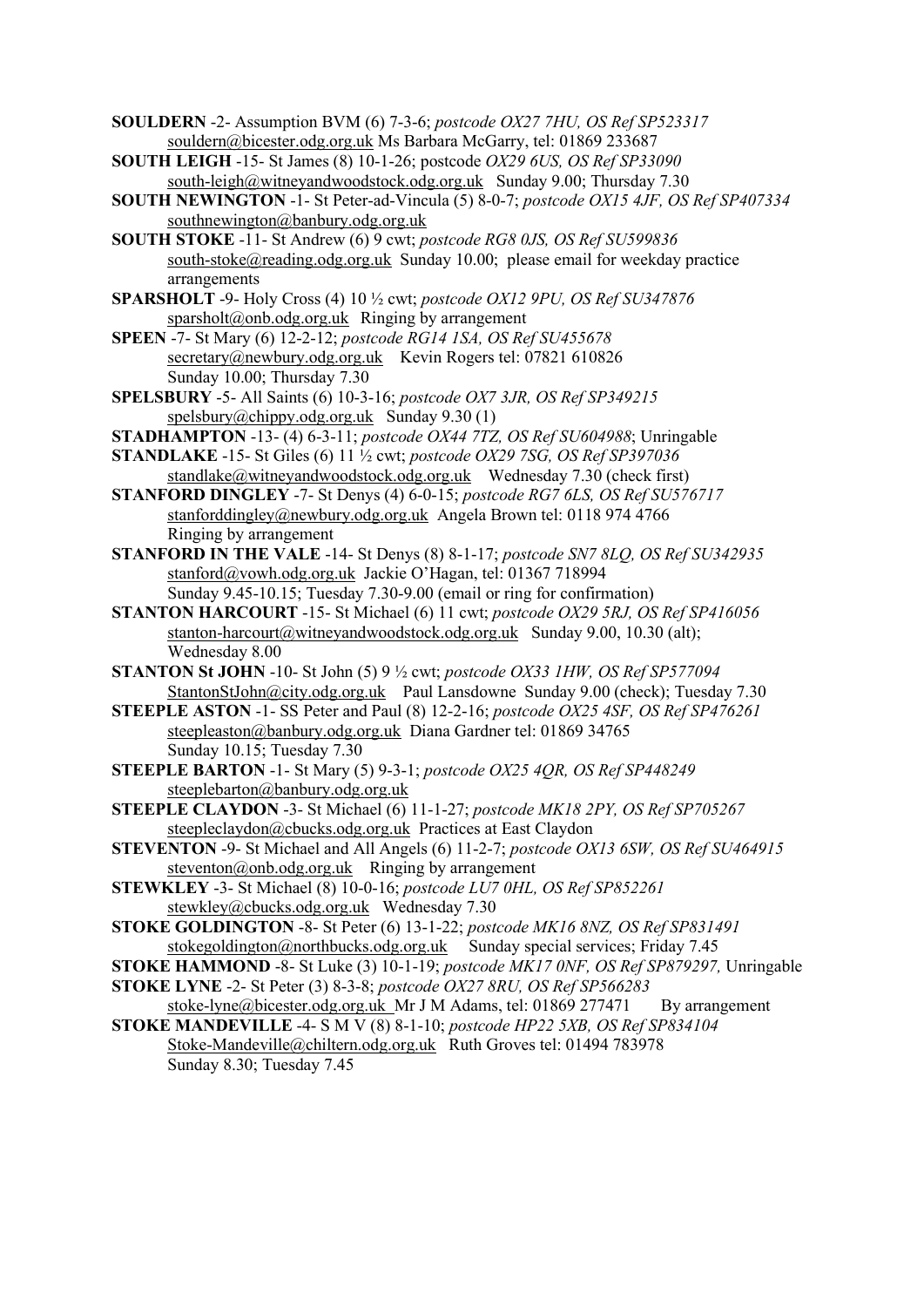**SOULDERN** -2- Assumption BVM (6) 7-3-6; *postcode OX27 7HU, OS Ref SP523317*
souldern@bicester.odg.org.uk Ms Barbara McGarry, tel: 01869 233687

**SOUTH LEIGH** -15- St James (8) 10-1-26; postcode *OX29 6US, OS Ref SP33090*
south-leigh@witneyandwoodstock.odg.org.uk Sunday 9.00; Thursday 7.30

**SOUTH NEWINGTON** -1- St Peter-ad-Vincula (5) 8-0-7; *postcode OX15 4JF, OS Ref SP407334*
southnewington@banbury.odg.org.uk

**SOUTH STOKE** -11- St Andrew (6) 9 cwt; *postcode RG8 0JS, OS Ref SU599836*
south-stoke@reading.odg.org.uk Sunday 10.00; please email for weekday practice arrangements

**SPARSHOLT** -9- Holy Cross (4) 10 ½ cwt; *postcode OX12 9PU, OS Ref SU347876*
sparsholt@onb.odg.org.uk Ringing by arrangement

**SPEEN** -7- St Mary (6) 12-2-12; *postcode RG14 1SA, OS Ref SU455678*
secretary@newbury.odg.org.uk Kevin Rogers tel: 07821 610826
Sunday 10.00; Thursday 7.30

**SPELSBURY** -5- All Saints (6) 10-3-16; *postcode OX7 3JR, OS Ref SP349215*
spelsbury@chippy.odg.org.uk Sunday 9.30 (1)

**STADHAMPTON** -13- (4) 6-3-11; *postcode OX44 7TZ, OS Ref SU604988*; Unringable

**STANDLAKE** -15- St Giles (6) 11 ½ cwt; *postcode OX29 7SG, OS Ref SP397036*
standlake@witneyandwoodstock.odg.org.uk Wednesday 7.30 (check first)

**STANFORD DINGLEY** -7- St Denys (4) 6-0-15; *postcode RG7 6LS, OS Ref SU576717*
stanforddingley@newbury.odg.org.uk Angela Brown tel: 0118 974 4766
Ringing by arrangement

**STANFORD IN THE VALE** -14- St Denys (8) 8-1-17; *postcode SN7 8LQ, OS Ref SU342935*
stanford@vowh.odg.org.uk Jackie O'Hagan, tel: 01367 718994
Sunday 9.45-10.15; Tuesday 7.30-9.00 (email or ring for confirmation)

**STANTON HARCOURT** -15- St Michael (6) 11 cwt; *postcode OX29 5RJ, OS Ref SP416056*
stanton-harcourt@witneyandwoodstock.odg.org.uk Sunday 9.00, 10.30 (alt); Wednesday 8.00

**STANTON St JOHN** -10- St John (5) 9 ½ cwt; *postcode OX33 1HW, OS Ref SP577094*
StantonStJohn@city.odg.org.uk Paul Lansdowne Sunday 9.00 (check); Tuesday 7.30

**STEEPLE ASTON** -1- SS Peter and Paul (8) 12-2-16; *postcode OX25 4SF, OS Ref SP476261*
steepleaston@banbury.odg.org.uk Diana Gardner tel: 01869 34765
Sunday 10.15; Tuesday 7.30

**STEEPLE BARTON** -1- St Mary (5) 9-3-1; *postcode OX25 4QR, OS Ref SP448249*
steeplebarton@banbury.odg.org.uk

**STEEPLE CLAYDON** -3- St Michael (6) 11-1-27; *postcode MK18 2PY, OS Ref SP705267*
steepleclaydon@cbucks.odg.org.uk Practices at East Claydon

**STEVENTON** -9- St Michael and All Angels (6) 11-2-7; *postcode OX13 6SW, OS Ref SU464915*
steventon@onb.odg.org.uk Ringing by arrangement

**STEWKLEY** -3- St Michael (8) 10-0-16; *postcode LU7 0HL, OS Ref SP852261*
stewkley@cbucks.odg.org.uk Wednesday 7.30

**STOKE GOLDINGTON** -8- St Peter (6) 13-1-22; *postcode MK16 8NZ, OS Ref SP831491*
stokegoldington@northbucks.odg.org.uk Sunday special services; Friday 7.45

**STOKE HAMMOND** -8- St Luke (3) 10-1-19; *postcode MK17 0NF, OS Ref SP879297,* Unringable

**STOKE LYNE** -2- St Peter (3) 8-3-8; *postcode OX27 8RU, OS Ref SP566283*
stoke-lyne@bicester.odg.org.uk Mr J M Adams, tel: 01869 277471 By arrangement

**STOKE MANDEVILLE** -4- S M V (8) 8-1-10; *postcode HP22 5XB, OS Ref SP834104*
Stoke-Mandeville@chiltern.odg.org.uk Ruth Groves tel: 01494 783978
Sunday 8.30; Tuesday 7.45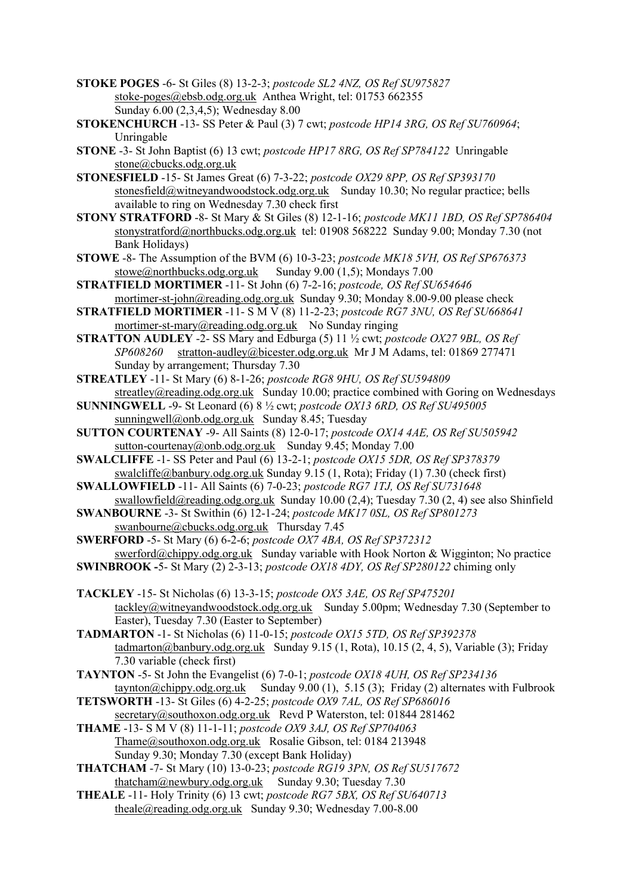**STOKE POGES** -6- St Giles (8) 13-2-3; *postcode SL2 4NZ, OS Ref SU975827*
stoke-poges@ebsb.odg.org.uk Anthea Wright, tel: 01753 662355
Sunday 6.00 (2,3,4,5); Wednesday 8.00

**STOKENCHURCH** -13- SS Peter & Paul (3) 7 cwt; *postcode HP14 3RG, OS Ref SU760964*;
Unringable

**STONE** -3- St John Baptist (6) 13 cwt; *postcode HP17 8RG, OS Ref SP784122* Unringable
stone@cbucks.odg.org.uk

**STONESFIELD** -15- St James Great (6) 7-3-22; *postcode OX29 8PP, OS Ref SP393170*
stonesfield@witneyandwoodstock.odg.org.uk Sunday 10.30; No regular practice; bells available to ring on Wednesday 7.30 check first

**STONY STRATFORD** -8- St Mary & St Giles (8) 12-1-16; *postcode MK11 1BD, OS Ref SP786404*
stonystratford@northbucks.odg.org.uk tel: 01908 568222 Sunday 9.00; Monday 7.30 (not Bank Holidays)

**STOWE** -8- The Assumption of the BVM (6) 10-3-23; *postcode MK18 5VH, OS Ref SP676373*
stowe@northbucks.odg.org.uk Sunday 9.00 (1,5); Mondays 7.00

**STRATFIELD MORTIMER** -11- St John (6) 7-2-16; *postcode, OS Ref SU654646*
mortimer-st-john@reading.odg.org.uk Sunday 9.30; Monday 8.00-9.00 please check

**STRATFIELD MORTIMER** -11- S M V (8) 11-2-23; *postcode RG7 3NU, OS Ref SU668641*
mortimer-st-mary@reading.odg.org.uk No Sunday ringing

**STRATTON AUDLEY** -2- SS Mary and Edburga (5) 11 ½ cwt; *postcode OX27 9BL, OS Ref SP608260* stratton-audley@bicester.odg.org.uk Mr J M Adams, tel: 01869 277471
Sunday by arrangement; Thursday 7.30

**STREATLEY** -11- St Mary (6) 8-1-26; *postcode RG8 9HU, OS Ref SU594809*
streatley@reading.odg.org.uk Sunday 10.00; practice combined with Goring on Wednesdays

**SUNNINGWELL** -9- St Leonard (6) 8 ½ cwt; *postcode OX13 6RD, OS Ref SU495005*
sunningwell@onb.odg.org.uk Sunday 8.45; Tuesday

**SUTTON COURTENAY** -9- All Saints (8) 12-0-17; *postcode OX14 4AE, OS Ref SU505942*
sutton-courtenay@onb.odg.org.uk Sunday 9.45; Monday 7.00

**SWALCLIFFE** -1- SS Peter and Paul (6) 13-2-1; *postcode OX15 5DR, OS Ref SP378379*
swalcliffe@banbury.odg.org.uk Sunday 9.15 (1, Rota); Friday (1) 7.30 (check first)

**SWALLOWFIELD** -11- All Saints (6) 7-0-23; *postcode RG7 1TJ, OS Ref SU731648*
swallowfield@reading.odg.org.uk Sunday 10.00 (2,4); Tuesday 7.30 (2, 4) see also Shinfield

**SWANBOURNE** -3- St Swithin (6) 12-1-24; *postcode MK17 0SL, OS Ref SP801273*
swanbourne@cbucks.odg.org.uk Thursday 7.45

**SWERFORD** -5- St Mary (6) 6-2-6; *postcode OX7 4BA, OS Ref SP372312*
swerford@chippy.odg.org.uk Sunday variable with Hook Norton & Wigginton; No practice

**SWINBROOK -**5- St Mary (2) 2-3-13; *postcode OX18 4DY, OS Ref SP280122* chiming only

**TACKLEY** -15- St Nicholas (6) 13-3-15; *postcode OX5 3AE, OS Ref SP475201*
tackley@witneyandwoodstock.odg.org.uk Sunday 5.00pm; Wednesday 7.30 (September to Easter), Tuesday 7.30 (Easter to September)

**TADMARTON** -1- St Nicholas (6) 11-0-15; *postcode OX15 5TD, OS Ref SP392378*
tadmarton@banbury.odg.org.uk Sunday 9.15 (1, Rota), 10.15 (2, 4, 5), Variable (3); Friday 7.30 variable (check first)

**TAYNTON** -5- St John the Evangelist (6) 7-0-1; *postcode OX18 4UH, OS Ref SP234136*
taynton@chippy.odg.org.uk Sunday 9.00 (1), 5.15 (3); Friday (2) alternates with Fulbrook

**TETSWORTH** -13- St Giles (6) 4-2-25; *postcode OX9 7AL, OS Ref SP686016*
secretary@southoxon.odg.org.uk Revd P Waterston, tel: 01844 281462

**THAME** -13- S M V (8) 11-1-11; *postcode OX9 3AJ, OS Ref SP704063*
Thame@southoxon.odg.org.uk Rosalie Gibson, tel: 0184 213948
Sunday 9.30; Monday 7.30 (except Bank Holiday)

**THATCHAM** -7- St Mary (10) 13-0-23; *postcode RG19 3PN, OS Ref SU517672*
thatcham@newbury.odg.org.uk Sunday 9.30; Tuesday 7.30

**THEALE** -11- Holy Trinity (6) 13 cwt; *postcode RG7 5BX, OS Ref SU640713*
theale@reading.odg.org.uk Sunday 9.30; Wednesday 7.00-8.00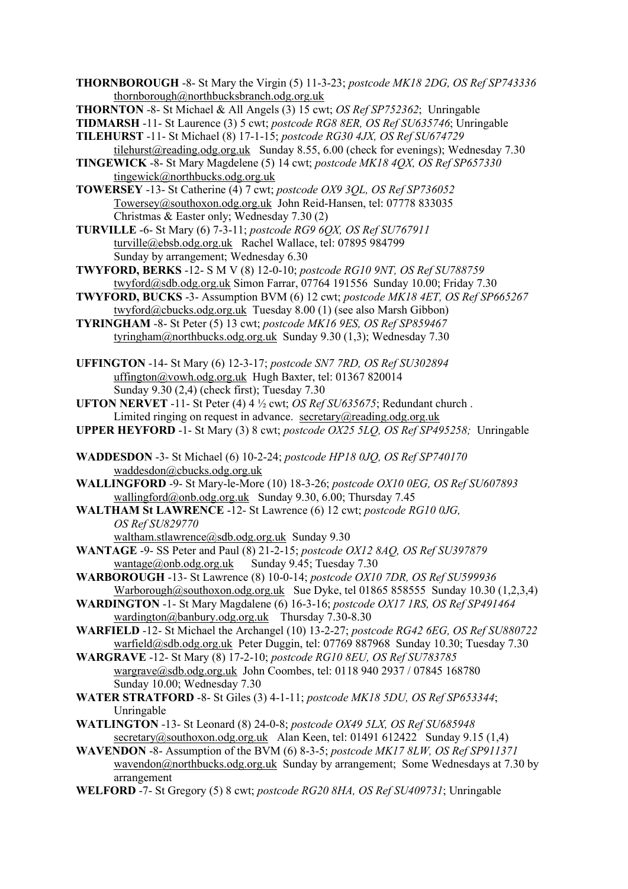**THORNBOROUGH** -8- St Mary the Virgin (5) 11-3-23; *postcode MK18 2DG, OS Ref SP743336*
thornborough@northbucksbranch.odg.org.uk

**THORNTON** -8- St Michael & All Angels (3) 15 cwt; *OS Ref SP752362*; Unringable

**TIDMARSH** -11- St Laurence (3) 5 cwt; *postcode RG8 8ER, OS Ref SU635746*; Unringable

**TILEHURST** -11- St Michael (8) 17-1-15; *postcode RG30 4JX, OS Ref SU674729*
tilehurst@reading.odg.org.uk Sunday 8.55, 6.00 (check for evenings); Wednesday 7.30

**TINGEWICK** -8- St Mary Magdelene (5) 14 cwt; *postcode MK18 4QX, OS Ref SP657330*
tingewick@northbucks.odg.org.uk

**TOWERSEY** -13- St Catherine (4) 7 cwt; *postcode OX9 3QL, OS Ref SP736052*
Towersey@southoxon.odg.org.uk John Reid-Hansen, tel: 07778 833035
Christmas & Easter only; Wednesday 7.30 (2)

**TURVILLE** -6- St Mary (6) 7-3-11; *postcode RG9 6QX, OS Ref SU767911*
turville@ebsb.odg.org.uk Rachel Wallace, tel: 07895 984799
Sunday by arrangement; Wednesday 6.30

**TWYFORD, BERKS** -12- S M V (8) 12-0-10; *postcode RG10 9NT, OS Ref SU788759*
twyford@sdb.odg.org.uk Simon Farrar, 07764 191556 Sunday 10.00; Friday 7.30

**TWYFORD, BUCKS** -3- Assumption BVM (6) 12 cwt; *postcode MK18 4ET, OS Ref SP665267*
twyford@cbucks.odg.org.uk Tuesday 8.00 (1) (see also Marsh Gibbon)

**TYRINGHAM** -8- St Peter (5) 13 cwt; *postcode MK16 9ES, OS Ref SP859467*
tyringham@northbucks.odg.org.uk Sunday 9.30 (1,3); Wednesday 7.30

**UFFINGTON** -14- St Mary (6) 12-3-17; *postcode SN7 7RD, OS Ref SU302894*
uffington@vowh.odg.org.uk Hugh Baxter, tel: 01367 820014
Sunday 9.30 (2,4) (check first); Tuesday 7.30

**UFTON NERVET** -11- St Peter (4) 4 ½ cwt; *OS Ref SU635675*; Redundant church .
Limited ringing on request in advance. secretary@reading.odg.org.uk

**UPPER HEYFORD** -1- St Mary (3) 8 cwt; *postcode OX25 5LQ, OS Ref SP495258;* Unringable

**WADDESDON** -3- St Michael (6) 10-2-24; *postcode HP18 0JQ, OS Ref SP740170*
waddesdon@cbucks.odg.org.uk

**WALLINGFORD** -9- St Mary-le-More (10) 18-3-26; *postcode OX10 0EG, OS Ref SU607893*
wallingford@onb.odg.org.uk Sunday 9.30, 6.00; Thursday 7.45

**WALTHAM St LAWRENCE** -12- St Lawrence (6) 12 cwt; *postcode RG10 0JG, OS Ref SU829770*
waltham.stlawrence@sdb.odg.org.uk Sunday 9.30

**WANTAGE** -9- SS Peter and Paul (8) 21-2-15; *postcode OX12 8AQ, OS Ref SU397879*
wantage@onb.odg.org.uk Sunday 9.45; Tuesday 7.30

**WARBOROUGH** -13- St Lawrence (8) 10-0-14; *postcode OX10 7DR, OS Ref SU599936*
Warborough@southoxon.odg.org.uk Sue Dyke, tel 01865 858555 Sunday 10.30 (1,2,3,4)

**WARDINGTON** -1- St Mary Magdalene (6) 16-3-16; *postcode OX17 1RS, OS Ref SP491464*
wardington@banbury.odg.org.uk Thursday 7.30-8.30

**WARFIELD** -12- St Michael the Archangel (10) 13-2-27; *postcode RG42 6EG, OS Ref SU880722*
warfield@sdb.odg.org.uk Peter Duggin, tel: 07769 887968 Sunday 10.30; Tuesday 7.30

**WARGRAVE** -12- St Mary (8) 17-2-10; *postcode RG10 8EU, OS Ref SU783785*
wargrave@sdb.odg.org.uk John Coombes, tel: 0118 940 2937 / 07845 168780
Sunday 10.00; Wednesday 7.30

**WATER STRATFORD** -8- St Giles (3) 4-1-11; *postcode MK18 5DU, OS Ref SP653344*;
Unringable

**WATLINGTON** -13- St Leonard (8) 24-0-8; *postcode OX49 5LX, OS Ref SU685948*
secretary@southoxon.odg.org.uk Alan Keen, tel: 01491 612422 Sunday 9.15 (1,4)

**WAVENDON** -8- Assumption of the BVM (6) 8-3-5; *postcode MK17 8LW, OS Ref SP911371*
wavendon@northbucks.odg.org.uk Sunday by arrangement; Some Wednesdays at 7.30 by arrangement

**WELFORD** -7- St Gregory (5) 8 cwt; *postcode RG20 8HA, OS Ref SU409731*; Unringable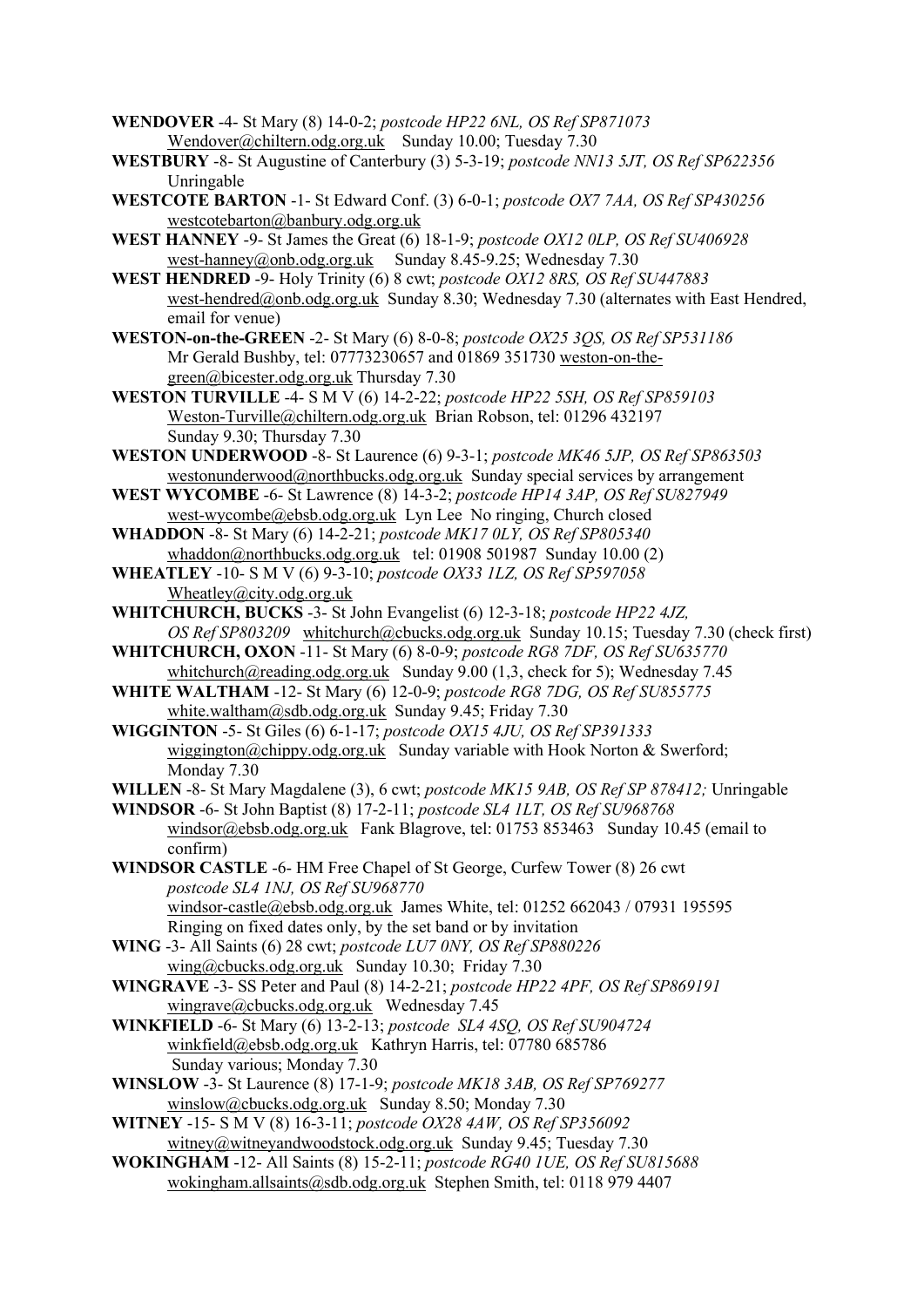**WENDOVER** -4- St Mary (8) 14-0-2; *postcode HP22 6NL, OS Ref SP871073*
Wendover@chiltern.odg.org.uk Sunday 10.00; Tuesday 7.30

**WESTBURY** -8- St Augustine of Canterbury (3) 5-3-19; *postcode NN13 5JT, OS Ref SP622356*
Unringable

**WESTCOTE BARTON** -1- St Edward Conf. (3) 6-0-1; *postcode OX7 7AA, OS Ref SP430256*
westcotebarton@banbury.odg.org.uk

**WEST HANNEY** -9- St James the Great (6) 18-1-9; *postcode OX12 0LP, OS Ref SU406928*
west-hanney@onb.odg.org.uk Sunday 8.45-9.25; Wednesday 7.30

**WEST HENDRED** -9- Holy Trinity (6) 8 cwt; *postcode OX12 8RS, OS Ref SU447883*
west-hendred@onb.odg.org.uk Sunday 8.30; Wednesday 7.30 (alternates with East Hendred, email for venue)

**WESTON-on-the-GREEN** -2- St Mary (6) 8-0-8; *postcode OX25 3QS, OS Ref SP531186*
Mr Gerald Bushby, tel: 07773230657 and 01869 351730 weston-on-the-green@bicester.odg.org.uk Thursday 7.30

**WESTON TURVILLE** -4- S M V (6) 14-2-22; *postcode HP22 5SH, OS Ref SP859103*
Weston-Turville@chiltern.odg.org.uk Brian Robson, tel: 01296 432197
Sunday 9.30; Thursday 7.30

**WESTON UNDERWOOD** -8- St Laurence (6) 9-3-1; *postcode MK46 5JP, OS Ref SP863503*
westonunderwood@northbucks.odg.org.uk Sunday special services by arrangement

**WEST WYCOMBE** -6- St Lawrence (8) 14-3-2; *postcode HP14 3AP, OS Ref SU827949*
west-wycombe@ebsb.odg.org.uk Lyn Lee No ringing, Church closed

**WHADDON** -8- St Mary (6) 14-2-21; *postcode MK17 0LY, OS Ref SP805340*
whaddon@northbucks.odg.org.uk tel: 01908 501987 Sunday 10.00 (2)

**WHEATLEY** -10- S M V (6) 9-3-10; *postcode OX33 1LZ, OS Ref SP597058*
Wheatley@city.odg.org.uk

**WHITCHURCH, BUCKS** -3- St John Evangelist (6) 12-3-18; *postcode HP22 4JZ, OS Ref SP803209* whitchurch@cbucks.odg.org.uk Sunday 10.15; Tuesday 7.30 (check first)

**WHITCHURCH, OXON** -11- St Mary (6) 8-0-9; *postcode RG8 7DF, OS Ref SU635770*
whitchurch@reading.odg.org.uk Sunday 9.00 (1,3, check for 5); Wednesday 7.45

**WHITE WALTHAM** -12- St Mary (6) 12-0-9; *postcode RG8 7DG, OS Ref SU855775*
white.waltham@sdb.odg.org.uk Sunday 9.45; Friday 7.30

**WIGGINTON** -5- St Giles (6) 6-1-17; *postcode OX15 4JU, OS Ref SP391333*
wiggington@chippy.odg.org.uk Sunday variable with Hook Norton & Swerford; Monday 7.30

**WILLEN** -8- St Mary Magdalene (3), 6 cwt; *postcode MK15 9AB, OS Ref SP 878412;* Unringable

**WINDSOR** -6- St John Baptist (8) 17-2-11; *postcode SL4 1LT, OS Ref SU968768*
windsor@ebsb.odg.org.uk Fank Blagrove, tel: 01753 853463 Sunday 10.45 (email to confirm)

**WINDSOR CASTLE** -6- HM Free Chapel of St George, Curfew Tower (8) 26 cwt
*postcode SL4 1NJ, OS Ref SU968770*
windsor-castle@ebsb.odg.org.uk James White, tel: 01252 662043 / 07931 195595
Ringing on fixed dates only, by the set band or by invitation

**WING** -3- All Saints (6) 28 cwt; *postcode LU7 0NY, OS Ref SP880226*
wing@cbucks.odg.org.uk Sunday 10.30; Friday 7.30

**WINGRAVE** -3- SS Peter and Paul (8) 14-2-21; *postcode HP22 4PF, OS Ref SP869191*
wingrave@cbucks.odg.org.uk Wednesday 7.45

**WINKFIELD** -6- St Mary (6) 13-2-13; *postcode SL4 4SQ, OS Ref SU904724*
winkfield@ebsb.odg.org.uk Kathryn Harris, tel: 07780 685786
Sunday various; Monday 7.30

**WINSLOW** -3- St Laurence (8) 17-1-9; *postcode MK18 3AB, OS Ref SP769277*
winslow@cbucks.odg.org.uk Sunday 8.50; Monday 7.30

**WITNEY** -15- S M V (8) 16-3-11; *postcode OX28 4AW, OS Ref SP356092*
witney@witneyandwoodstock.odg.org.uk Sunday 9.45; Tuesday 7.30

**WOKINGHAM** -12- All Saints (8) 15-2-11; *postcode RG40 1UE, OS Ref SU815688*
wokingham.allsaints@sdb.odg.org.uk Stephen Smith, tel: 0118 979 4407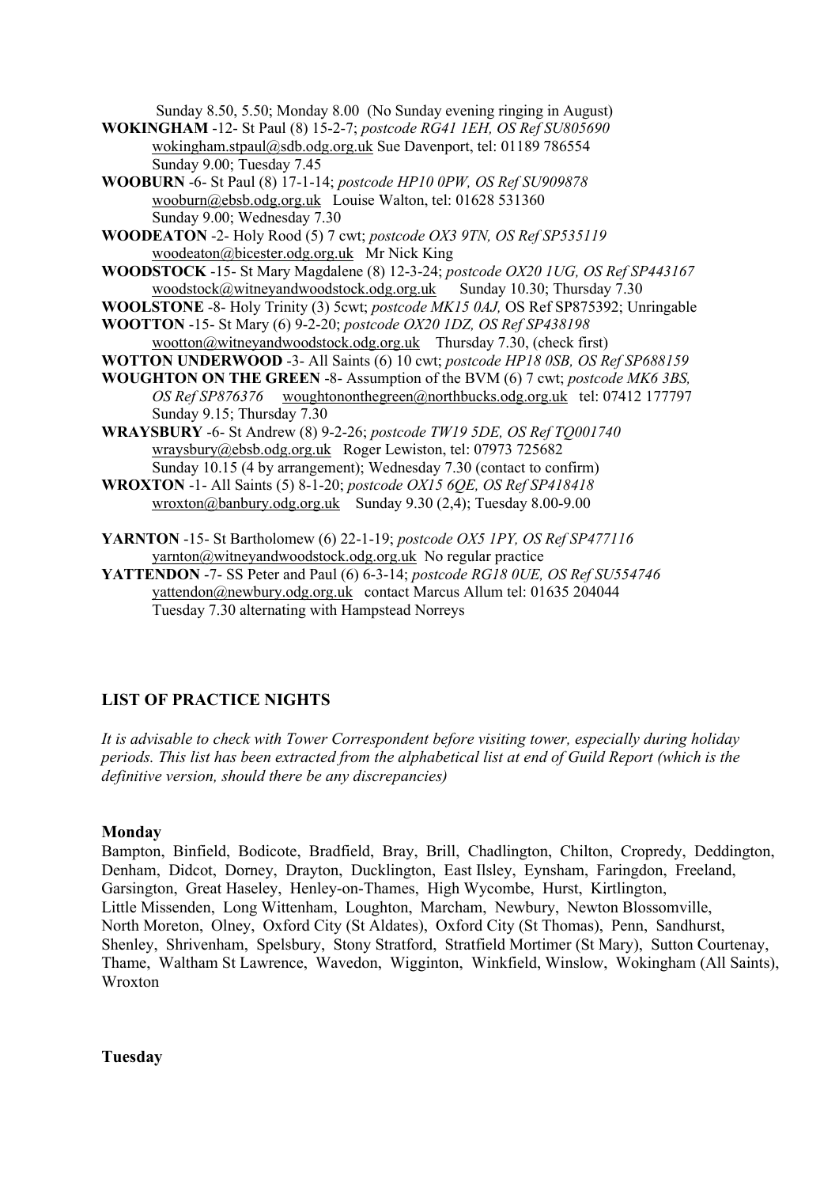Sunday 8.50, 5.50; Monday 8.00 (No Sunday evening ringing in August)

**WOKINGHAM** -12- St Paul (8) 15-2-7; *postcode RG41 1EH, OS Ref SU805690*
wokingham.stpaul@sdb.odg.org.uk Sue Davenport, tel: 01189 786554
Sunday 9.00; Tuesday 7.45

**WOOBURN** -6- St Paul (8) 17-1-14; *postcode HP10 0PW, OS Ref SU909878*
wooburn@ebsb.odg.org.uk Louise Walton, tel: 01628 531360
Sunday 9.00; Wednesday 7.30

**WOODEATON** -2- Holy Rood (5) 7 cwt; *postcode OX3 9TN, OS Ref SP535119*
woodeaton@bicester.odg.org.uk Mr Nick King

**WOODSTOCK** -15- St Mary Magdalene (8) 12-3-24; *postcode OX20 1UG, OS Ref SP443167*
woodstock@witneyandwoodstock.odg.org.uk Sunday 10.30; Thursday 7.30

**WOOLSTONE** -8- Holy Trinity (3) 5cwt; *postcode MK15 0AJ,* OS Ref SP875392; Unringable

**WOOTTON** -15- St Mary (6) 9-2-20; *postcode OX20 1DZ, OS Ref SP438198*
wootton@witneyandwoodstock.odg.org.uk Thursday 7.30, (check first)

**WOTTON UNDERWOOD** -3- All Saints (6) 10 cwt; *postcode HP18 0SB, OS Ref SP688159*

**WOUGHTON ON THE GREEN** -8- Assumption of the BVM (6) 7 cwt; *postcode MK6 3BS, OS Ref SP876376* woughtononthegreen@northbucks.odg.org.uk tel: 07412 177797
Sunday 9.15; Thursday 7.30

**WRAYSBURY** -6- St Andrew (8) 9-2-26; *postcode TW19 5DE, OS Ref TQ001740*
wraysbury@ebsb.odg.org.uk Roger Lewiston, tel: 07973 725682
Sunday 10.15 (4 by arrangement); Wednesday 7.30 (contact to confirm)

**WROXTON** -1- All Saints (5) 8-1-20; *postcode OX15 6QE, OS Ref SP418418*
wroxton@banbury.odg.org.uk Sunday 9.30 (2,4); Tuesday 8.00-9.00

**YARNTON** -15- St Bartholomew (6) 22-1-19; *postcode OX5 1PY, OS Ref SP477116*
yarnton@witneyandwoodstock.odg.org.uk No regular practice

**YATTENDON** -7- SS Peter and Paul (6) 6-3-14; *postcode RG18 0UE, OS Ref SU554746*
yattendon@newbury.odg.org.uk contact Marcus Allum tel: 01635 204044
Tuesday 7.30 alternating with Hampstead Norreys

## LIST OF PRACTICE NIGHTS

*It is advisable to check with Tower Correspondent before visiting tower, especially during holiday periods. This list has been extracted from the alphabetical list at end of Guild Report (which is the definitive version, should there be any discrepancies)*

### Monday

Bampton, Binfield, Bodicote, Bradfield, Bray, Brill, Chadlington, Chilton, Cropredy, Deddington, Denham, Didcot, Dorney, Drayton, Ducklington, East Ilsley, Eynsham, Faringdon, Freeland, Garsington, Great Haseley, Henley-on-Thames, High Wycombe, Hurst, Kirtlington, Little Missenden, Long Wittenham, Loughton, Marcham, Newbury, Newton Blossomville, North Moreton, Olney, Oxford City (St Aldates), Oxford City (St Thomas), Penn, Sandhurst, Shenley, Shrivenham, Spelsbury, Stony Stratford, Stratfield Mortimer (St Mary), Sutton Courtenay, Thame, Waltham St Lawrence, Wavedon, Wigginton, Winkfield, Winslow, Wokingham (All Saints), Wroxton

### Tuesday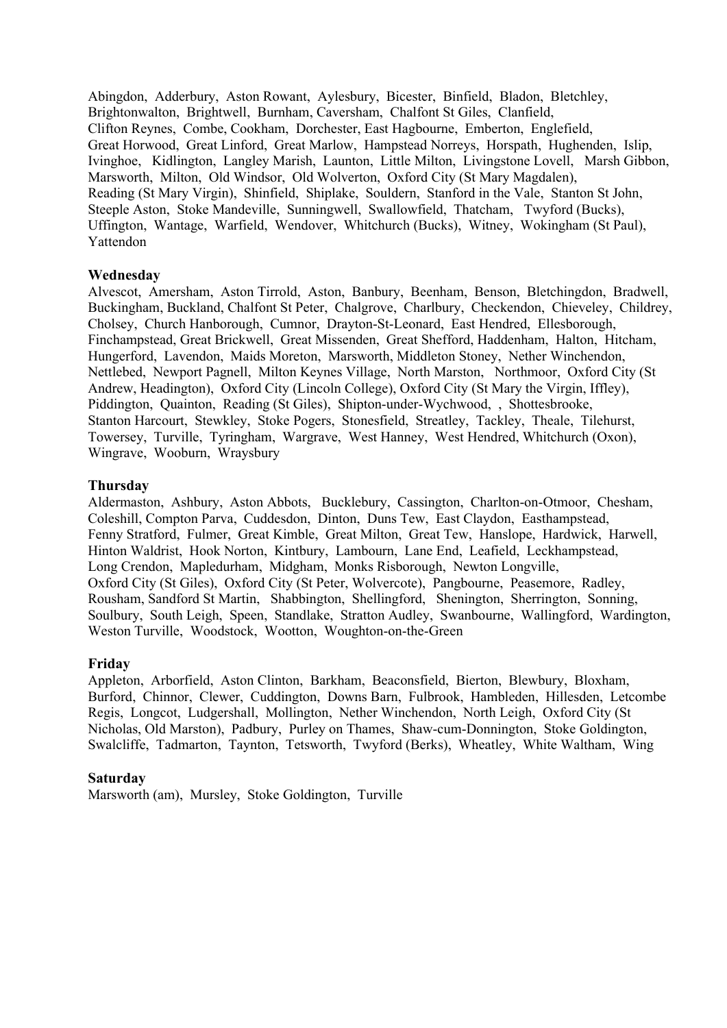Abingdon, Adderbury, Aston Rowant, Aylesbury, Bicester, Binfield, Bladon, Bletchley, Brightonwalton, Brightwell, Burnham, Caversham, Chalfont St Giles, Clanfield, Clifton Reynes, Combe, Cookham, Dorchester, East Hagbourne, Emberton, Englefield, Great Horwood, Great Linford, Great Marlow, Hampstead Norreys, Horspath, Hughenden, Islip, Ivinghoe, Kidlington, Langley Marish, Launton, Little Milton, Livingstone Lovell, Marsh Gibbon, Marsworth, Milton, Old Windsor, Old Wolverton, Oxford City (St Mary Magdalen), Reading (St Mary Virgin), Shinfield, Shiplake, Souldern, Stanford in the Vale, Stanton St John, Steeple Aston, Stoke Mandeville, Sunningwell, Swallowfield, Thatcham, Twyford (Bucks), Uffington, Wantage, Warfield, Wendover, Whitchurch (Bucks), Witney, Wokingham (St Paul), Yattendon

**Wednesday**

Alvescot, Amersham, Aston Tirrold, Aston, Banbury, Beenham, Benson, Bletchingdon, Bradwell, Buckingham, Buckland, Chalfont St Peter, Chalgrove, Charlbury, Checkendon, Chieveley, Childrey, Cholsey, Church Hanborough, Cumnor, Drayton-St-Leonard, East Hendred, Ellesborough, Finchampstead, Great Brickwell, Great Missenden, Great Shefford, Haddenham, Halton, Hitcham, Hungerford, Lavendon, Maids Moreton, Marsworth, Middleton Stoney, Nether Winchendon, Nettlebed, Newport Pagnell, Milton Keynes Village, North Marston, Northmoor, Oxford City (St Andrew, Headington), Oxford City (Lincoln College), Oxford City (St Mary the Virgin, Iffley), Piddington, Quainton, Reading (St Giles), Shipton-under-Wychwood, , Shottesbrooke, Stanton Harcourt, Stewkley, Stoke Pogers, Stonesfield, Streatley, Tackley, Theale, Tilehurst, Towersey, Turville, Tyringham, Wargrave, West Hanney, West Hendred, Whitchurch (Oxon), Wingrave, Wooburn, Wraysbury

**Thursday**

Aldermaston, Ashbury, Aston Abbots, Bucklebury, Cassington, Charlton-on-Otmoor, Chesham, Coleshill, Compton Parva, Cuddesdon, Dinton, Duns Tew, East Claydon, Easthampstead, Fenny Stratford, Fulmer, Great Kimble, Great Milton, Great Tew, Hanslope, Hardwick, Harwell, Hinton Waldrist, Hook Norton, Kintbury, Lambourn, Lane End, Leafield, Leckhampstead, Long Crendon, Mapledurham, Midgham, Monks Risborough, Newton Longville, Oxford City (St Giles), Oxford City (St Peter, Wolvercote), Pangbourne, Peasemore, Radley, Rousham, Sandford St Martin, Shabbington, Shellingford, Shenington, Sherrington, Sonning, Soulbury, South Leigh, Speen, Standlake, Stratton Audley, Swanbourne, Wallingford, Wardington, Weston Turville, Woodstock, Wootton, Woughton-on-the-Green

**Friday**

Appleton, Arborfield, Aston Clinton, Barkham, Beaconsfield, Bierton, Blewbury, Bloxham, Burford, Chinnor, Clewer, Cuddington, Downs Barn, Fulbrook, Hambleden, Hillesden, Letcombe Regis, Longcot, Ludgershall, Mollington, Nether Winchendon, North Leigh, Oxford City (St Nicholas, Old Marston), Padbury, Purley on Thames, Shaw-cum-Donnington, Stoke Goldington, Swalcliffe, Tadmarton, Taynton, Tetsworth, Twyford (Berks), Wheatley, White Waltham, Wing

**Saturday**

Marsworth (am), Mursley, Stoke Goldington, Turville